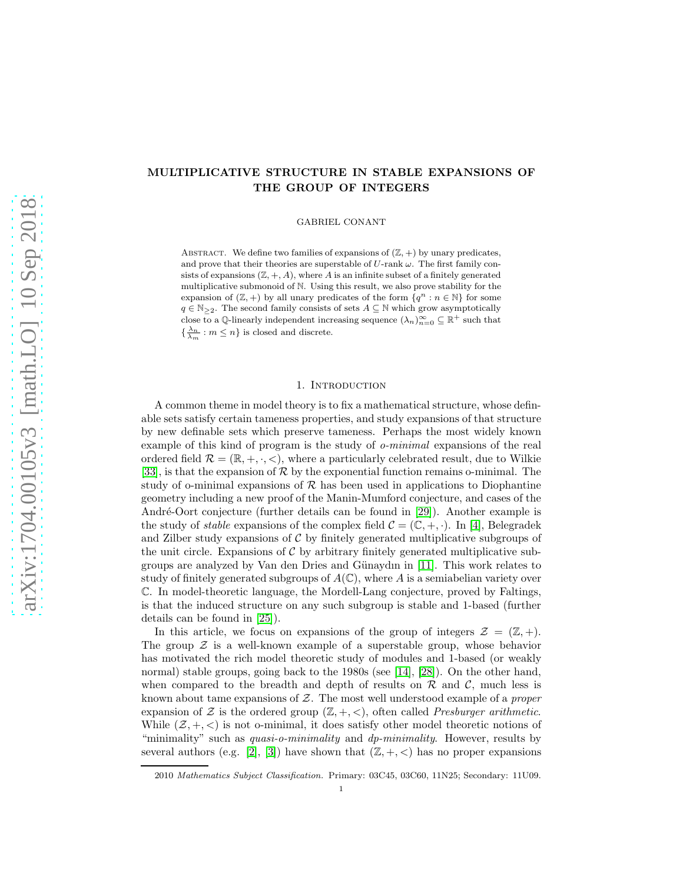# MULTIPLICATIVE STRUCTURE IN STABLE EXPANSIONS OF THE GROUP OF INTEGERS

GABRIEL CONANT

ABSTRACT. We define two families of expansions of $(\mathbb{Z},+)$ by unary predicates, and prove that their theories are superstable of $U$-rank $\omega$. The first family consists of expansions $(\mathbb{Z},+,A)$, where $A$ is an infinite subset of a finitely generated multiplicative submonoid of $\mathbb{N}$. Using this result, we also prove stability for the expansion of $(\mathbb{Z},+)$ by all unary predicates of the form $\{q^n : n \in \mathbb{N}\}$ for some $q \in \mathbb{N}_{\geq 2}$. The second family consists of sets $A \subseteq \mathbb{N}$ which grow asymptotically close to a $\mathbb{Q}$-linearly independent increasing sequence $(\lambda_n)_{n=0}^{\infty} \subseteq \mathbb{R}^+$ such that $\{\frac{\lambda_n}{\lambda_m} : m \leq n\}$ is closed and discrete.

## 1. Introduction

A common theme in model theory is to fix a mathematical structure, whose definable sets satisfy certain tameness properties, and study expansions of that structure by new definable sets which preserve tameness. Perhaps the most widely known example of this kind of program is the study of *o-minimal* expansions of the real ordered field $\mathcal{R} = (\mathbb{R},+,\cdot,<)$, where a particularly celebrated result, due to Wilkie [33], is that the expansion of $\mathcal{R}$ by the exponential function remains o-minimal. The study of o-minimal expansions of $\mathcal{R}$ has been used in applications to Diophantine geometry including a new proof of the Manin-Mumford conjecture, and cases of the André-Oort conjecture (further details can be found in [29]). Another example is the study of *stable* expansions of the complex field $\mathcal{C} = (\mathbb{C},+,\cdot)$. In [4], Belegradek and Zilber study expansions of $\mathcal{C}$ by finitely generated multiplicative subgroups of the unit circle. Expansions of $\mathcal{C}$ by arbitrary finitely generated multiplicative subgroups are analyzed by Van den Dries and Günaydın in [11]. This work relates to study of finitely generated subgroups of $A(\mathbb{C})$, where $A$ is a semiabelian variety over $\mathbb{C}$. In model-theoretic language, the Mordell-Lang conjecture, proved by Faltings, is that the induced structure on any such subgroup is stable and 1-based (further details can be found in [25]).

In this article, we focus on expansions of the group of integers $\mathcal{Z} = (\mathbb{Z},+)$. The group $\mathcal{Z}$ is a well-known example of a superstable group, whose behavior has motivated the rich model theoretic study of modules and 1-based (or weakly normal) stable groups, going back to the 1980s (see [14], [28]). On the other hand, when compared to the breadth and depth of results on $\mathcal{R}$ and $\mathcal{C}$, much less is known about tame expansions of $\mathcal{Z}$. The most well understood example of a *proper* expansion of $\mathcal{Z}$ is the ordered group $(\mathbb{Z},+,<)$, often called *Presburger arithmetic*. While $(\mathcal{Z},+,<)$ is not o-minimal, it does satisfy other model theoretic notions of "minimality" such as *quasi-o-minimality* and *dp-minimality*. However, results by several authors (e.g. [2], [3]) have shown that $(\mathbb{Z},+,<)$ has no proper expansions

2010 *Mathematics Subject Classification.* Primary: 03C45, 03C60, 11N25; Secondary: 11U09.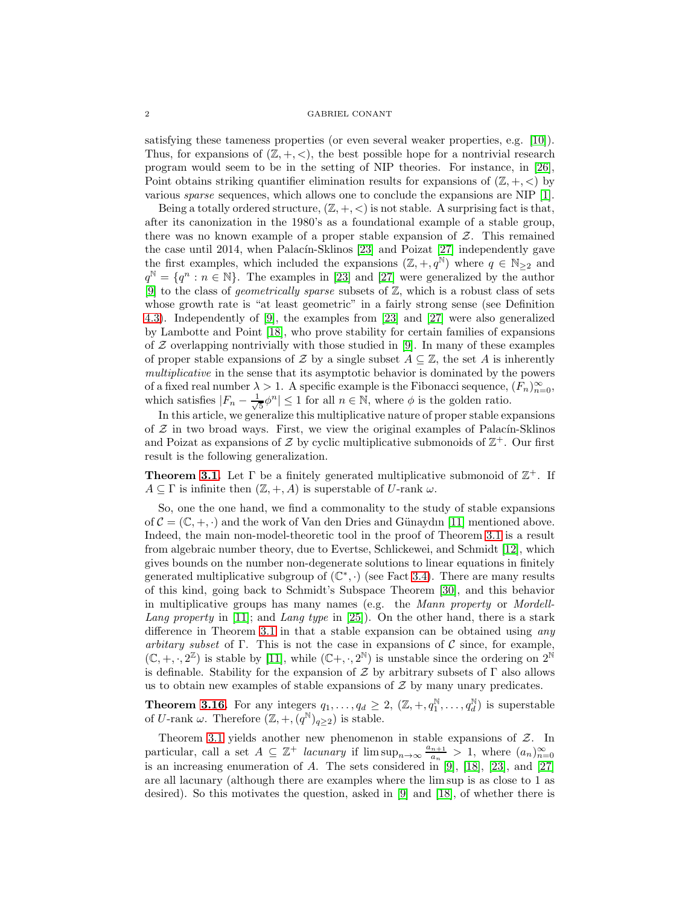satisfying these tameness properties (or even several weaker properties, e.g. [10]). Thus, for expansions of $(\mathbb{Z},+,<)$, the best possible hope for a nontrivial research program would seem to be in the setting of NIP theories. For instance, in [26], Point obtains striking quantifier elimination results for expansions of $(\mathbb{Z},+,<)$ by various *sparse* sequences, which allows one to conclude the expansions are NIP [1].

Being a totally ordered structure, $(\mathbb{Z},+,<)$ is not stable. A surprising fact is that, after its canonization in the 1980's as a foundational example of a stable group, there was no known example of a proper stable expansion of $\mathcal{Z}$. This remained the case until 2014, when Palacín-Sklinos [23] and Poizat [27] independently gave the first examples, which included the expansions $(\mathbb{Z},+,q^{\mathbb{N}})$ where $q \in \mathbb{N}_{\geq 2}$ and $q^{\mathbb{N}} = \{q^n : n \in \mathbb{N}\}$. The examples in [23] and [27] were generalized by the author [9] to the class of *geometrically sparse* subsets of $\mathbb{Z}$, which is a robust class of sets whose growth rate is "at least geometric" in a fairly strong sense (see Definition 4.3). Independently of [9], the examples from [23] and [27] were also generalized by Lambotte and Point [18], who prove stability for certain families of expansions of $\mathcal{Z}$ overlapping nontrivially with those studied in [9]. In many of these examples of proper stable expansions of $\mathcal{Z}$ by a single subset $A \subseteq \mathbb{Z}$, the set $A$ is inherently *multiplicative* in the sense that its asymptotic behavior is dominated by the powers of a fixed real number $\lambda > 1$. A specific example is the Fibonacci sequence, $(F_n)_{n=0}^{\infty}$, which satisfies $|F_n - \frac{1}{\sqrt{5}}\phi^n| \leq 1$ for all $n \in \mathbb{N}$, where $\phi$ is the golden ratio.

In this article, we generalize this multiplicative nature of proper stable expansions of $\mathcal{Z}$ in two broad ways. First, we view the original examples of Palacín-Sklinos and Poizat as expansions of $\mathcal{Z}$ by cyclic multiplicative submonoids of $\mathbb{Z}^+$. Our first result is the following generalization.

**Theorem 3.1.** Let $\Gamma$ be a finitely generated multiplicative submonoid of $\mathbb{Z}^+$. If $A \subseteq \Gamma$ is infinite then $(\mathbb{Z},+,A)$ is superstable of $U$-rank $\omega$.

So, one the one hand, we find a commonality to the study of stable expansions of $\mathcal{C} = (\mathbb{C},+,\cdot)$ and the work of Van den Dries and Günaydın [11] mentioned above. Indeed, the main non-model-theoretic tool in the proof of Theorem 3.1 is a result from algebraic number theory, due to Evertse, Schlickewei, and Schmidt [12], which gives bounds on the number non-degenerate solutions to linear equations in finitely generated multiplicative subgroup of $(\mathbb{C}^*,\cdot)$ (see Fact 3.4). There are many results of this kind, going back to Schmidt's Subspace Theorem [30], and this behavior in multiplicative groups has many names (e.g. the *Mann property* or *Mordell-Lang property* in [11]; and *Lang type* in [25]). On the other hand, there is a stark difference in Theorem 3.1 in that a stable expansion can be obtained using *any arbitary subset* of $\Gamma$. This is not the case in expansions of $\mathcal{C}$ since, for example, $(\mathbb{C},+,\cdot,2^{\mathbb{Z}})$ is stable by [11], while $(\mathbb{C}+,\cdot,2^{\mathbb{N}})$ is unstable since the ordering on $2^{\mathbb{N}}$ is definable. Stability for the expansion of $\mathcal{Z}$ by arbitrary subsets of $\Gamma$ also allows us to obtain new examples of stable expansions of $\mathcal{Z}$ by many unary predicates.

**Theorem 3.16.** For any integers $q_1,\ldots,q_d \geq 2$, $(\mathbb{Z},+,q_1^{\mathbb{N}},\ldots,q_d^{\mathbb{N}})$ is superstable of $U$-rank $\omega$. Therefore $(\mathbb{Z},+,(q^{\mathbb{N}})_{q\geq 2})$ is stable.

Theorem 3.1 yields another new phenomenon in stable expansions of $\mathcal{Z}$. In particular, call a set $A \subseteq \mathbb{Z}^+$ *lacunary* if $\limsup_{n\to\infty} \frac{a_{n+1}}{a_n} > 1$, where $(a_n)_{n=0}^{\infty}$ is an increasing enumeration of $A$. The sets considered in [9], [18], [23], and [27] are all lacunary (although there are examples where the lim sup is as close to 1 as desired). So this motivates the question, asked in [9] and [18], of whether there is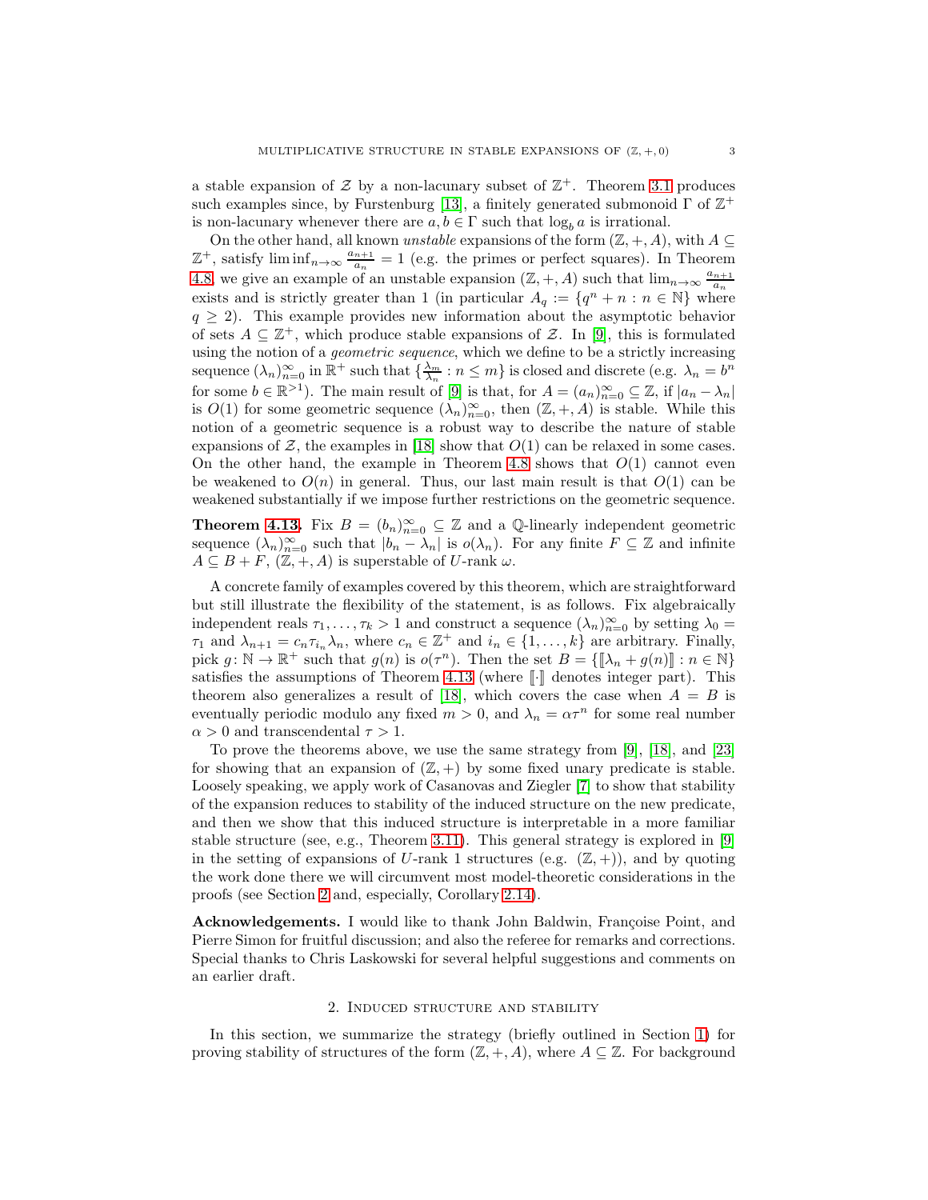a stable expansion of $\mathcal{Z}$ by a non-lacunary subset of $\mathbb{Z}^+$. Theorem 3.1 produces such examples since, by Furstenburg [13], a finitely generated submonoid $\Gamma$ of $\mathbb{Z}^+$ is non-lacunary whenever there are $a, b \in \Gamma$ such that $\log_b a$ is irrational.

On the other hand, all known *unstable* expansions of the form $(\mathbb{Z}, +, A)$, with $A \subseteq \mathbb{Z}^+$, satisfy $\liminf_{n\to\infty} \frac{a_{n+1}}{a_n} = 1$ (e.g. the primes or perfect squares). In Theorem 4.8, we give an example of an unstable expansion $(\mathbb{Z}, +, A)$ such that $\lim_{n\to\infty} \frac{a_{n+1}}{a_n}$ exists and is strictly greater than 1 (in particular $A_q := \{q^n + n : n \in \mathbb{N}\}$ where $q \geq 2$). This example provides new information about the asymptotic behavior of sets $A \subseteq \mathbb{Z}^+$, which produce stable expansions of $\mathcal{Z}$. In [9], this is formulated using the notion of a *geometric sequence*, which we define to be a strictly increasing sequence $(\lambda_n)_{n=0}^\infty$ in $\mathbb{R}^+$ such that $\{\frac{\lambda_m}{\lambda_n} : n \leq m\}$ is closed and discrete (e.g. $\lambda_n = b^n$ for some $b \in \mathbb{R}^{>1}$). The main result of [9] is that, for $A = (a_n)_{n=0}^\infty \subseteq \mathbb{Z}$, if $|a_n - \lambda_n|$ is $O(1)$ for some geometric sequence $(\lambda_n)_{n=0}^\infty$, then $(\mathbb{Z}, +, A)$ is stable. While this notion of a geometric sequence is a robust way to describe the nature of stable expansions of $\mathcal{Z}$, the examples in [18] show that $O(1)$ can be relaxed in some cases. On the other hand, the example in Theorem 4.8 shows that $O(1)$ cannot even be weakened to $O(n)$ in general. Thus, our last main result is that $O(1)$ can be weakened substantially if we impose further restrictions on the geometric sequence.

**Theorem 4.13.** Fix $B = (b_n)_{n=0}^\infty \subseteq \mathbb{Z}$ and a $\mathbb{Q}$-linearly independent geometric sequence $(\lambda_n)_{n=0}^\infty$ such that $|b_n - \lambda_n|$ is $o(\lambda_n)$. For any finite $F \subseteq \mathbb{Z}$ and infinite $A \subseteq B + F$, $(\mathbb{Z}, +, A)$ is superstable of $U$-rank $\omega$.

A concrete family of examples covered by this theorem, which are straightforward but still illustrate the flexibility of the statement, is as follows. Fix algebraically independent reals $\tau_1, \ldots, \tau_k > 1$ and construct a sequence $(\lambda_n)_{n=0}^\infty$ by setting $\lambda_0 = \tau_1$ and $\lambda_{n+1} = c_n \tau_{i_n} \lambda_n$, where $c_n \in \mathbb{Z}^+$ and $i_n \in \{1, \ldots, k\}$ are arbitrary. Finally, pick $g \colon \mathbb{N} \to \mathbb{R}^+$ such that $g(n)$ is $o(\tau^n)$. Then the set $B = \{[\![\lambda_n + g(n)]\!] : n \in \mathbb{N}\}$ satisfies the assumptions of Theorem 4.13 (where $[\![\cdot]\!]$ denotes integer part). This theorem also generalizes a result of [18], which covers the case when $A = B$ is eventually periodic modulo any fixed $m > 0$, and $\lambda_n = \alpha\tau^n$ for some real number $\alpha > 0$ and transcendental $\tau > 1$.

To prove the theorems above, we use the same strategy from [9], [18], and [23] for showing that an expansion of $(\mathbb{Z}, +)$ by some fixed unary predicate is stable. Loosely speaking, we apply work of Casanovas and Ziegler [7] to show that stability of the expansion reduces to stability of the induced structure on the new predicate, and then we show that this induced structure is interpretable in a more familiar stable structure (see, e.g., Theorem 3.11). This general strategy is explored in [9] in the setting of expansions of $U$-rank 1 structures (e.g. $(\mathbb{Z}, +)$), and by quoting the work done there we will circumvent most model-theoretic considerations in the proofs (see Section 2 and, especially, Corollary 2.14).

**Acknowledgements.** I would like to thank John Baldwin, Françoise Point, and Pierre Simon for fruitful discussion; and also the referee for remarks and corrections. Special thanks to Chris Laskowski for several helpful suggestions and comments on an earlier draft.

## 2. Induced structure and stability

In this section, we summarize the strategy (briefly outlined in Section 1) for proving stability of structures of the form $(\mathbb{Z}, +, A)$, where $A \subseteq \mathbb{Z}$. For background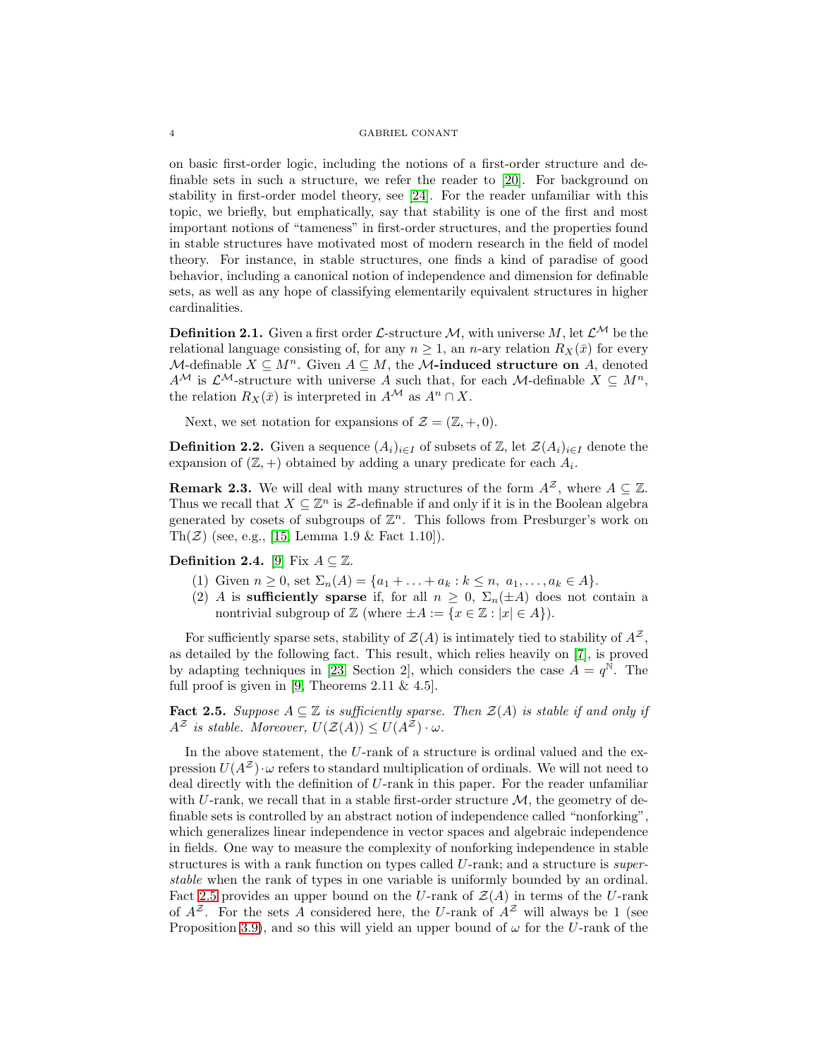on basic first-order logic, including the notions of a first-order structure and definable sets in such a structure, we refer the reader to [20]. For background on stability in first-order model theory, see [24]. For the reader unfamiliar with this topic, we briefly, but emphatically, say that stability is one of the first and most important notions of "tameness" in first-order structures, and the properties found in stable structures have motivated most of modern research in the field of model theory. For instance, in stable structures, one finds a kind of paradise of good behavior, including a canonical notion of independence and dimension for definable sets, as well as any hope of classifying elementarily equivalent structures in higher cardinalities.

**Definition 2.1.** Given a first order $\mathcal{L}$-structure $\mathcal{M}$, with universe $M$, let $\mathcal{L}^{\mathcal{M}}$ be the relational language consisting of, for any $n \geq 1$, an $n$-ary relation $R_X(\bar{x})$ for every $\mathcal{M}$-definable $X \subseteq M^n$. Given $A \subseteq M$, the **$\mathcal{M}$-induced structure on** $A$, denoted $A^{\mathcal{M}}$ is $\mathcal{L}^{\mathcal{M}}$-structure with universe $A$ such that, for each $\mathcal{M}$-definable $X \subseteq M^n$, the relation $R_X(\bar{x})$ is interpreted in $A^{\mathcal{M}}$ as $A^n \cap X$.

Next, we set notation for expansions of $\mathcal{Z} = (\mathbb{Z}, +, 0)$.

**Definition 2.2.** Given a sequence $(A_i)_{i \in I}$ of subsets of $\mathbb{Z}$, let $\mathcal{Z}(A_i)_{i \in I}$ denote the expansion of $(\mathbb{Z}, +)$ obtained by adding a unary predicate for each $A_i$.

**Remark 2.3.** We will deal with many structures of the form $A^{\mathcal{Z}}$, where $A \subseteq \mathbb{Z}$. Thus we recall that $X \subseteq \mathbb{Z}^n$ is $\mathcal{Z}$-definable if and only if it is in the Boolean algebra generated by cosets of subgroups of $\mathbb{Z}^n$. This follows from Presburger's work on $\text{Th}(\mathcal{Z})$ (see, e.g., [15, Lemma 1.9 & Fact 1.10]).

**Definition 2.4.** [9] Fix $A \subseteq \mathbb{Z}$.

1. Given $n \geq 0$, set $\Sigma_n(A) = \{a_1 + \ldots + a_k : k \leq n,\ a_1, \ldots, a_k \in A\}$.
2. $A$ is **sufficiently sparse** if, for all $n \geq 0$, $\Sigma_n(\pm A)$ does not contain a nontrivial subgroup of $\mathbb{Z}$ (where $\pm A := \{x \in \mathbb{Z} : |x| \in A\}$).

For sufficiently sparse sets, stability of $\mathcal{Z}(A)$ is intimately tied to stability of $A^{\mathcal{Z}}$, as detailed by the following fact. This result, which relies heavily on [7], is proved by adapting techniques in [23, Section 2], which considers the case $A = q^{\mathbb{N}}$. The full proof is given in [9, Theorems 2.11 & 4.5].

**Fact 2.5.** *Suppose $A \subseteq \mathbb{Z}$ is sufficiently sparse. Then $\mathcal{Z}(A)$ is stable if and only if $A^{\mathcal{Z}}$ is stable. Moreover, $U(\mathcal{Z}(A)) \leq U(A^{\mathcal{Z}}) \cdot \omega$.*

In the above statement, the $U$-rank of a structure is ordinal valued and the expression $U(A^{\mathcal{Z}}) \cdot \omega$ refers to standard multiplication of ordinals. We will not need to deal directly with the definition of $U$-rank in this paper. For the reader unfamiliar with $U$-rank, we recall that in a stable first-order structure $\mathcal{M}$, the geometry of definable sets is controlled by an abstract notion of independence called "nonforking", which generalizes linear independence in vector spaces and algebraic independence in fields. One way to measure the complexity of nonforking independence in stable structures is with a rank function on types called $U$-rank; and a structure is *superstable* when the rank of types in one variable is uniformly bounded by an ordinal. Fact 2.5 provides an upper bound on the $U$-rank of $\mathcal{Z}(A)$ in terms of the $U$-rank of $A^{\mathcal{Z}}$. For the sets $A$ considered here, the $U$-rank of $A^{\mathcal{Z}}$ will always be 1 (see Proposition 3.9), and so this will yield an upper bound of $\omega$ for the $U$-rank of the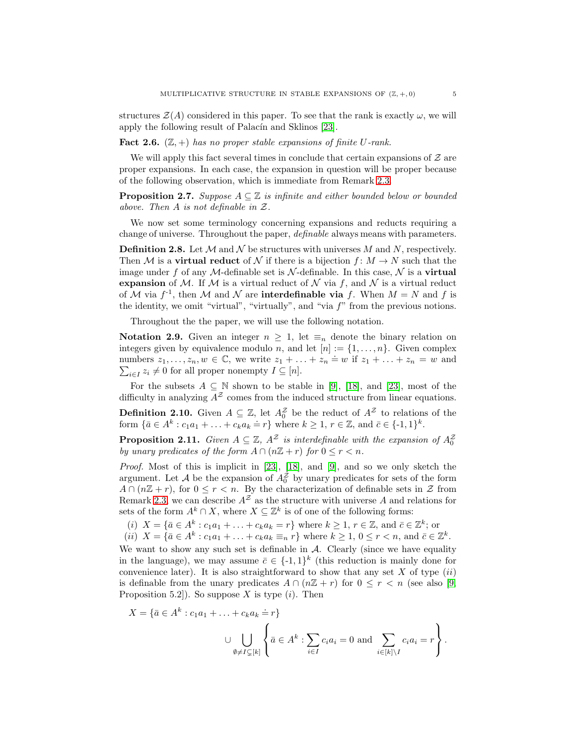structures $\mathcal{Z}(A)$ considered in this paper. To see that the rank is exactly $\omega$, we will apply the following result of Palacín and Sklinos [23].

**Fact 2.6.** *$(\mathbb{Z},+)$ has no proper stable expansions of finite $U$-rank.*

We will apply this fact several times in conclude that certain expansions of $\mathcal{Z}$ are proper expansions. In each case, the expansion in question will be proper because of the following observation, which is immediate from Remark 2.3.

**Proposition 2.7.** *Suppose $A \subseteq \mathbb{Z}$ is infinite and either bounded below or bounded above. Then $A$ is not definable in $\mathcal{Z}$.*

We now set some terminology concerning expansions and reducts requiring a change of universe. Throughout the paper, *definable* always means with parameters.

**Definition 2.8.** Let $\mathcal{M}$ and $\mathcal{N}$ be structures with universes $M$ and $N$, respectively. Then $\mathcal{M}$ is a **virtual reduct** of $\mathcal{N}$ if there is a bijection $f\colon M \to N$ such that the image under $f$ of any $\mathcal{M}$-definable set is $\mathcal{N}$-definable. In this case, $\mathcal{N}$ is a **virtual expansion** of $\mathcal{M}$. If $\mathcal{M}$ is a virtual reduct of $\mathcal{N}$ via $f$, and $\mathcal{N}$ is a virtual reduct of $\mathcal{M}$ via $f^{-1}$, then $\mathcal{M}$ and $\mathcal{N}$ are **interdefinable via** $f$. When $M = N$ and $f$ is the identity, we omit "virtual", "virtually", and "via $f$" from the previous notions.

Throughout the the paper, we will use the following notation.

**Notation 2.9.** Given an integer $n \geq 1$, let $\equiv_n$ denote the binary relation on integers given by equivalence modulo $n$, and let $[n] := \{1,\ldots,n\}$. Given complex numbers $z_1,\ldots,z_n,w \in \mathbb{C}$, we write $z_1 + \ldots + z_n \doteq w$ if $z_1 + \ldots + z_n = w$ and $\sum_{i\in I} z_i \neq 0$ for all proper nonempty $I \subseteq [n]$.

For the subsets $A \subseteq \mathbb{N}$ shown to be stable in [9], [18], and [23], most of the difficulty in analyzing $A^{\mathcal{Z}}$ comes from the induced structure from linear equations.

**Definition 2.10.** Given $A \subseteq \mathbb{Z}$, let $A^{\mathcal{Z}}_0$ be the reduct of $A^{\mathcal{Z}}$ to relations of the form $\{\bar{a} \in A^k : c_1a_1 + \ldots + c_ka_k \doteq r\}$ where $k \geq 1$, $r \in \mathbb{Z}$, and $\bar{c} \in \{\text{-}1, 1\}^k$.

**Proposition 2.11.** *Given $A \subseteq \mathbb{Z}$, $A^{\mathcal{Z}}$ is interdefinable with the expansion of $A^{\mathcal{Z}}_0$ by unary predicates of the form $A \cap (n\mathbb{Z} + r)$ for $0 \leq r < n$.*

*Proof.* Most of this is implicit in [23], [18], and [9], and so we only sketch the argument. Let $\mathcal{A}$ be the expansion of $A^{\mathcal{Z}}_0$ by unary predicates for sets of the form $A \cap (n\mathbb{Z} + r)$, for $0 \leq r < n$. By the characterization of definable sets in $\mathcal{Z}$ from Remark 2.3, we can describe $A^{\mathcal{Z}}$ as the structure with universe $A$ and relations for sets of the form $A^k \cap X$, where $X \subseteq \mathbb{Z}^k$ is of one of the following forms:

$(i)$ $X = \{\bar{a} \in A^k : c_1a_1 + \ldots + c_ka_k = r\}$ where $k \geq 1$, $r \in \mathbb{Z}$, and $\bar{c} \in \mathbb{Z}^k$; or

$(ii)$ $X = \{\bar{a} \in A^k : c_1a_1 + \ldots + c_ka_k \equiv_n r\}$ where $k \geq 1$, $0 \leq r < n$, and $\bar{c} \in \mathbb{Z}^k$.

We want to show any such set is definable in $\mathcal{A}$. Clearly (since we have equality in the language), we may assume $\bar{c} \in \{\text{-}1, 1\}^k$ (this reduction is mainly done for convenience later). It is also straightforward to show that any set $X$ of type $(ii)$ is definable from the unary predicates $A \cap (n\mathbb{Z} + r)$ for $0 \leq r < n$ (see also [9, Proposition 5.2]). So suppose $X$ is type $(i)$. Then

$$X = \{\bar{a} \in A^k : c_1a_1 + \ldots + c_ka_k \doteq r\}$$
$$\cup \bigcup_{\emptyset \neq I \subsetneq [k]} \left\{ \bar{a} \in A^k : \sum_{i\in I} c_ia_i = 0 \text{ and } \sum_{i\in[k]\setminus I} c_ia_i = r \right\}.$$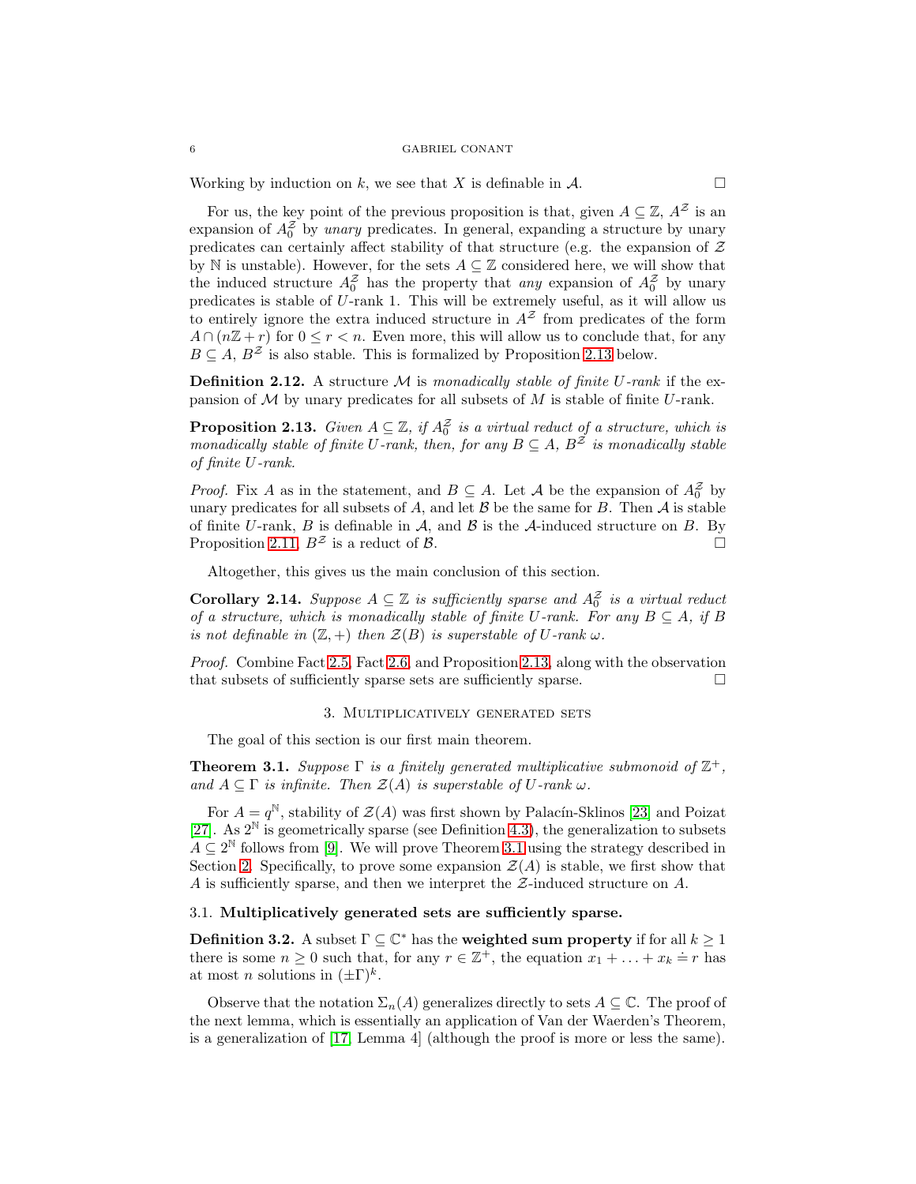Working by induction on $k$, we see that $X$ is definable in $\mathcal{A}$. □

For us, the key point of the previous proposition is that, given $A \subseteq \mathbb{Z}$, $A^{\mathcal{Z}}$ is an expansion of $A_0^{\mathcal{Z}}$ by *unary* predicates. In general, expanding a structure by unary predicates can certainly affect stability of that structure (e.g. the expansion of $\mathcal{Z}$ by $\mathbb{N}$ is unstable). However, for the sets $A \subseteq \mathbb{Z}$ considered here, we will show that the induced structure $A_0^{\mathcal{Z}}$ has the property that *any* expansion of $A_0^{\mathcal{Z}}$ by unary predicates is stable of $U$-rank 1. This will be extremely useful, as it will allow us to entirely ignore the extra induced structure in $A^{\mathcal{Z}}$ from predicates of the form $A \cap (n\mathbb{Z} + r)$ for $0 \leq r < n$. Even more, this will allow us to conclude that, for any $B \subseteq A$, $B^{\mathcal{Z}}$ is also stable. This is formalized by Proposition 2.13 below.

**Definition 2.12.** A structure $\mathcal{M}$ is *monadically stable of finite $U$-rank* if the expansion of $\mathcal{M}$ by unary predicates for all subsets of $M$ is stable of finite $U$-rank.

**Proposition 2.13.** *Given $A \subseteq \mathbb{Z}$, if $A_0^{\mathcal{Z}}$ is a virtual reduct of a structure, which is monadically stable of finite $U$-rank, then, for any $B \subseteq A$, $B^{\mathcal{Z}}$ is monadically stable of finite $U$-rank.*

*Proof.* Fix $A$ as in the statement, and $B \subseteq A$. Let $\mathcal{A}$ be the expansion of $A_0^{\mathcal{Z}}$ by unary predicates for all subsets of $A$, and let $\mathcal{B}$ be the same for $B$. Then $\mathcal{A}$ is stable of finite $U$-rank, $B$ is definable in $\mathcal{A}$, and $\mathcal{B}$ is the $\mathcal{A}$-induced structure on $B$. By Proposition 2.11, $B^{\mathcal{Z}}$ is a reduct of $\mathcal{B}$. □

Altogether, this gives us the main conclusion of this section.

**Corollary 2.14.** *Suppose $A \subseteq \mathbb{Z}$ is sufficiently sparse and $A_0^{\mathcal{Z}}$ is a virtual reduct of a structure, which is monadically stable of finite $U$-rank. For any $B \subseteq A$, if $B$ is not definable in $(\mathbb{Z}, +)$ then $\mathcal{Z}(B)$ is superstable of $U$-rank $\omega$.*

*Proof.* Combine Fact 2.5, Fact 2.6, and Proposition 2.13, along with the observation that subsets of sufficiently sparse sets are sufficiently sparse. □

## 3. Multiplicatively generated sets

The goal of this section is our first main theorem.

**Theorem 3.1.** *Suppose $\Gamma$ is a finitely generated multiplicative submonoid of $\mathbb{Z}^+$, and $A \subseteq \Gamma$ is infinite. Then $\mathcal{Z}(A)$ is superstable of $U$-rank $\omega$.*

For $A = q^{\mathbb{N}}$, stability of $\mathcal{Z}(A)$ was first shown by Palacín-Sklinos [23] and Poizat [27]. As $2^{\mathbb{N}}$ is geometrically sparse (see Definition 4.3), the generalization to subsets $A \subseteq 2^{\mathbb{N}}$ follows from [9]. We will prove Theorem 3.1 using the strategy described in Section 2. Specifically, to prove some expansion $\mathcal{Z}(A)$ is stable, we first show that $A$ is sufficiently sparse, and then we interpret the $\mathcal{Z}$-induced structure on $A$.

### 3.1. Multiplicatively generated sets are sufficiently sparse.

**Definition 3.2.** A subset $\Gamma \subseteq \mathbb{C}^*$ has the **weighted sum property** if for all $k \geq 1$ there is some $n \geq 0$ such that, for any $r \in \mathbb{Z}^+$, the equation $x_1 + \ldots + x_k \doteq r$ has at most $n$ solutions in $(\pm\Gamma)^k$.

Observe that the notation $\Sigma_n(A)$ generalizes directly to sets $A \subseteq \mathbb{C}$. The proof of the next lemma, which is essentially an application of Van der Waerden's Theorem, is a generalization of [17, Lemma 4] (although the proof is more or less the same).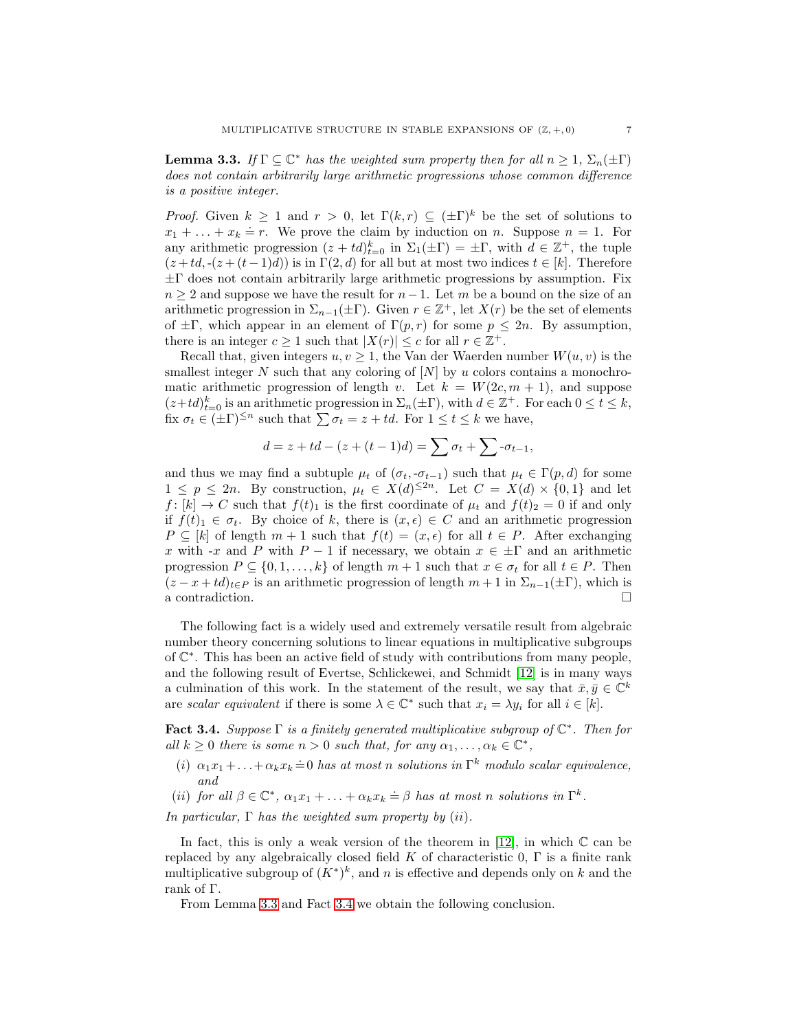**Lemma 3.3.** *If $\Gamma \subseteq \mathbb{C}^*$ has the weighted sum property then for all $n \geq 1$, $\Sigma_n(\pm\Gamma)$ does not contain arbitrarily large arithmetic progressions whose common difference is a positive integer.*

*Proof.* Given $k \geq 1$ and $r > 0$, let $\Gamma(k,r) \subseteq (\pm\Gamma)^k$ be the set of solutions to $x_1 + \ldots + x_k \doteq r$. We prove the claim by induction on $n$. Suppose $n = 1$. For any arithmetic progression $(z+td)_{t=0}^k$ in $\Sigma_1(\pm\Gamma) = \pm\Gamma$, with $d \in \mathbb{Z}^+$, the tuple $(z+td, \text{-}(z+(t-1)d))$ is in $\Gamma(2,d)$ for all but at most two indices $t \in [k]$. Therefore $\pm\Gamma$ does not contain arbitrarily large arithmetic progressions by assumption. Fix $n \geq 2$ and suppose we have the result for $n-1$. Let $m$ be a bound on the size of an arithmetic progression in $\Sigma_{n-1}(\pm\Gamma)$. Given $r \in \mathbb{Z}^+$, let $X(r)$ be the set of elements of $\pm\Gamma$, which appear in an element of $\Gamma(p,r)$ for some $p \leq 2n$. By assumption, there is an integer $c \geq 1$ such that $|X(r)| \leq c$ for all $r \in \mathbb{Z}^+$.

Recall that, given integers $u, v \geq 1$, the Van der Waerden number $W(u,v)$ is the smallest integer $N$ such that any coloring of $[N]$ by $u$ colors contains a monochromatic arithmetic progression of length $v$. Let $k = W(2c, m+1)$, and suppose $(z+td)_{t=0}^k$ is an arithmetic progression in $\Sigma_n(\pm\Gamma)$, with $d \in \mathbb{Z}^+$. For each $0 \leq t \leq k$, fix $\sigma_t \in (\pm\Gamma)^{\leq n}$ such that $\sum \sigma_t = z + td$. For $1 \leq t \leq k$ we have,

$$d = z + td - (z + (t-1)d) = \sum \sigma_t + \sum \text{-}\sigma_{t-1},$$

and thus we may find a subtuple $\mu_t$ of $(\sigma_t, \text{-}\sigma_{t-1})$ such that $\mu_t \in \Gamma(p,d)$ for some $1 \leq p \leq 2n$. By construction, $\mu_t \in X(d)^{\leq 2n}$. Let $C = X(d) \times \{0,1\}$ and let $f\colon [k] \to C$ such that $f(t)_1$ is the first coordinate of $\mu_t$ and $f(t)_2 = 0$ if and only if $f(t)_1 \in \sigma_t$. By choice of $k$, there is $(x,\epsilon) \in C$ and an arithmetic progression $P \subseteq [k]$ of length $m+1$ such that $f(t) = (x,\epsilon)$ for all $t \in P$. After exchanging $x$ with -$x$ and $P$ with $P-1$ if necessary, we obtain $x \in \pm\Gamma$ and an arithmetic progression $P \subseteq \{0,1,\ldots,k\}$ of length $m+1$ such that $x \in \sigma_t$ for all $t \in P$. Then $(z - x + td)_{t \in P}$ is an arithmetic progression of length $m+1$ in $\Sigma_{n-1}(\pm\Gamma)$, which is a contradiction. $\square$

The following fact is a widely used and extremely versatile result from algebraic number theory concerning solutions to linear equations in multiplicative subgroups of $\mathbb{C}^*$. This has been an active field of study with contributions from many people, and the following result of Evertse, Schlickewei, and Schmidt [12] is in many ways a culmination of this work. In the statement of the result, we say that $\bar{x}, \bar{y} \in \mathbb{C}^k$ are *scalar equivalent* if there is some $\lambda \in \mathbb{C}^*$ such that $x_i = \lambda y_i$ for all $i \in [k]$.

**Fact 3.4.** *Suppose $\Gamma$ is a finitely generated multiplicative subgroup of $\mathbb{C}^*$. Then for all $k \geq 0$ there is some $n > 0$ such that, for any $\alpha_1, \ldots, \alpha_k \in \mathbb{C}^*$,*

- (i) *$\alpha_1 x_1 + \ldots + \alpha_k x_k \doteq 0$ has at most $n$ solutions in $\Gamma^k$ modulo scalar equivalence, and*
- (ii) *for all $\beta \in \mathbb{C}^*$, $\alpha_1 x_1 + \ldots + \alpha_k x_k \doteq \beta$ has at most $n$ solutions in $\Gamma^k$.*

*In particular, $\Gamma$ has the weighted sum property by (ii).*

In fact, this is only a weak version of the theorem in [12], in which $\mathbb{C}$ can be replaced by any algebraically closed field $K$ of characteristic 0, $\Gamma$ is a finite rank multiplicative subgroup of $(K^*)^k$, and $n$ is effective and depends only on $k$ and the rank of $\Gamma$.

From Lemma 3.3 and Fact 3.4 we obtain the following conclusion.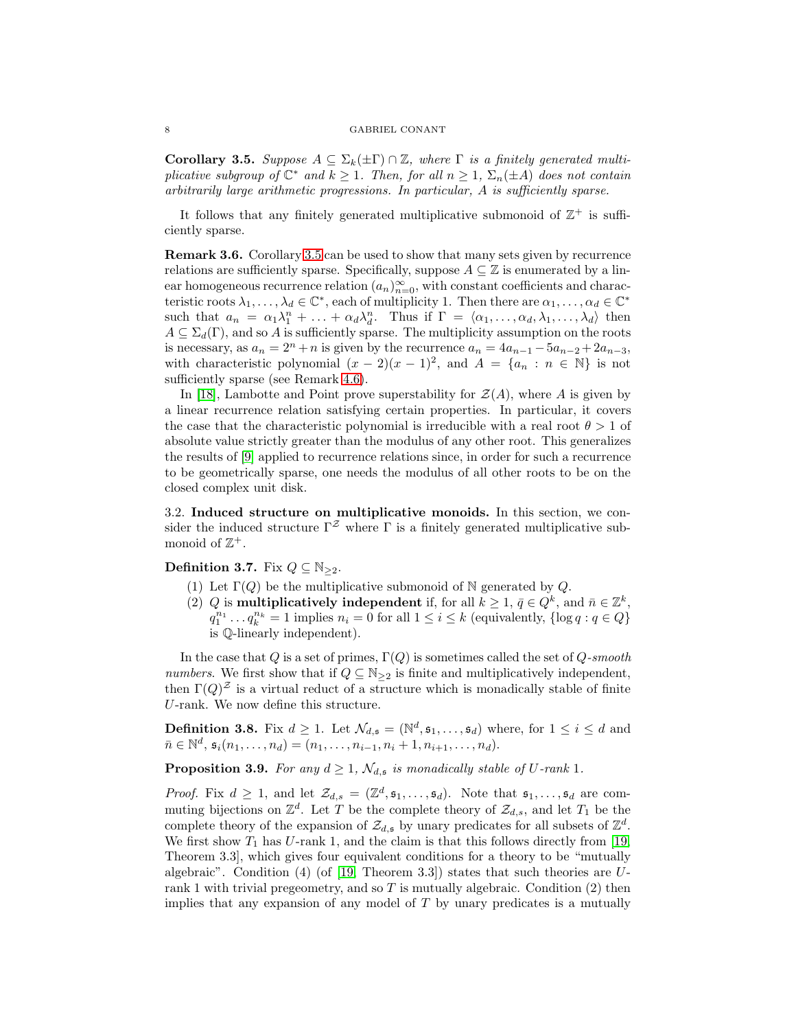**Corollary 3.5.** *Suppose $A \subseteq \Sigma_k(\pm\Gamma) \cap \mathbb{Z}$, where $\Gamma$ is a finitely generated multiplicative subgroup of $\mathbb{C}^*$ and $k \geq 1$. Then, for all $n \geq 1$, $\Sigma_n(\pm A)$ does not contain arbitrarily large arithmetic progressions. In particular, $A$ is sufficiently sparse.*

It follows that any finitely generated multiplicative submonoid of $\mathbb{Z}^+$ is sufficiently sparse.

**Remark 3.6.** Corollary 3.5 can be used to show that many sets given by recurrence relations are sufficiently sparse. Specifically, suppose $A \subseteq \mathbb{Z}$ is enumerated by a linear homogeneous recurrence relation $(a_n)_{n=0}^{\infty}$, with constant coefficients and characteristic roots $\lambda_1, \ldots, \lambda_d \in \mathbb{C}^*$, each of multiplicity 1. Then there are $\alpha_1, \ldots, \alpha_d \in \mathbb{C}^*$ such that $a_n = \alpha_1 \lambda_1^n + \ldots + \alpha_d \lambda_d^n$. Thus if $\Gamma = \langle \alpha_1, \ldots, \alpha_d, \lambda_1, \ldots, \lambda_d \rangle$ then $A \subseteq \Sigma_d(\Gamma)$, and so $A$ is sufficiently sparse. The multiplicity assumption on the roots is necessary, as $a_n = 2^n + n$ is given by the recurrence $a_n = 4a_{n-1} - 5a_{n-2} + 2a_{n-3}$, with characteristic polynomial $(x-2)(x-1)^2$, and $A = \{a_n : n \in \mathbb{N}\}$ is not sufficiently sparse (see Remark 4.6).

In [18], Lambotte and Point prove superstability for $\mathcal{Z}(A)$, where $A$ is given by a linear recurrence relation satisfying certain properties. In particular, it covers the case that the characteristic polynomial is irreducible with a real root $\theta > 1$ of absolute value strictly greater than the modulus of any other root. This generalizes the results of [9] applied to recurrence relations since, in order for such a recurrence to be geometrically sparse, one needs the modulus of all other roots to be on the closed complex unit disk.

## 3.2. Induced structure on multiplicative monoids.

In this section, we consider the induced structure $\Gamma^{\mathcal{Z}}$ where $\Gamma$ is a finitely generated multiplicative submonoid of $\mathbb{Z}^+$.

**Definition 3.7.** Fix $Q \subseteq \mathbb{N}_{\geq 2}$.

1. Let $\Gamma(Q)$ be the multiplicative submonoid of $\mathbb{N}$ generated by $Q$.
2. $Q$ is **multiplicatively independent** if, for all $k \geq 1$, $\bar{q} \in Q^k$, and $\bar{n} \in \mathbb{Z}^k$, $q_1^{n_1} \ldots q_k^{n_k} = 1$ implies $n_i = 0$ for all $1 \leq i \leq k$ (equivalently, $\{\log q : q \in Q\}$ is $\mathbb{Q}$-linearly independent).

In the case that $Q$ is a set of primes, $\Gamma(Q)$ is sometimes called the set of *$Q$-smooth numbers*. We first show that if $Q \subseteq \mathbb{N}_{\geq 2}$ is finite and multiplicatively independent, then $\Gamma(Q)^{\mathcal{Z}}$ is a virtual reduct of a structure which is monadically stable of finite $U$-rank. We now define this structure.

**Definition 3.8.** Fix $d \geq 1$. Let $\mathcal{N}_{d,\mathfrak{s}} = (\mathbb{N}^d, \mathfrak{s}_1, \ldots, \mathfrak{s}_d)$ where, for $1 \leq i \leq d$ and $\bar{n} \in \mathbb{N}^d$, $\mathfrak{s}_i(n_1, \ldots, n_d) = (n_1, \ldots, n_{i-1}, n_i + 1, n_{i+1}, \ldots, n_d)$.

**Proposition 3.9.** *For any $d \geq 1$, $\mathcal{N}_{d,\mathfrak{s}}$ is monadically stable of $U$-rank 1.*

*Proof.* Fix $d \geq 1$, and let $\mathcal{Z}_{d,s} = (\mathbb{Z}^d, \mathfrak{s}_1, \ldots, \mathfrak{s}_d)$. Note that $\mathfrak{s}_1, \ldots, \mathfrak{s}_d$ are commuting bijections on $\mathbb{Z}^d$. Let $T$ be the complete theory of $\mathcal{Z}_{d,\mathfrak{s}}$, and let $T_1$ be the complete theory of the expansion of $\mathcal{Z}_{d,\mathfrak{s}}$ by unary predicates for all subsets of $\mathbb{Z}^d$. We first show $T_1$ has $U$-rank 1, and the claim is that this follows directly from [19, Theorem 3.3], which gives four equivalent conditions for a theory to be "mutually algebraic". Condition (4) (of [19, Theorem 3.3]) states that such theories are $U$-rank 1 with trivial pregeometry, and so $T$ is mutually algebraic. Condition (2) then implies that any expansion of any model of $T$ by unary predicates is a mutually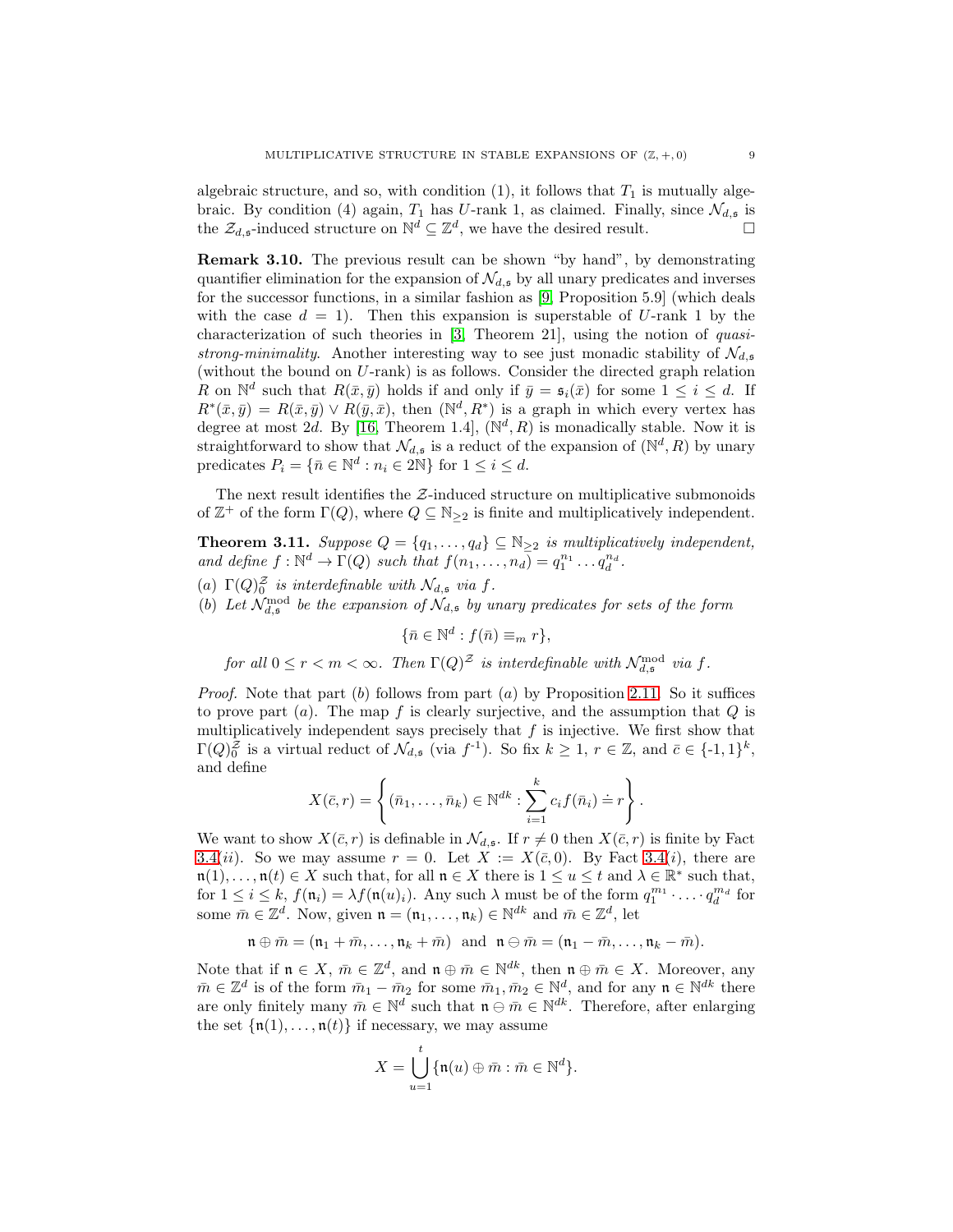algebraic structure, and so, with condition (1), it follows that $T_1$ is mutually algebraic. By condition (4) again, $T_1$ has $U$-rank 1, as claimed. Finally, since $\mathcal{N}_{d,\mathfrak{s}}$ is the $\mathcal{Z}_{d,\mathfrak{s}}$-induced structure on $\mathbb{N}^d \subseteq \mathbb{Z}^d$, we have the desired result. □

**Remark 3.10.** The previous result can be shown "by hand", by demonstrating quantifier elimination for the expansion of $\mathcal{N}_{d,\mathfrak{s}}$ by all unary predicates and inverses for the successor functions, in a similar fashion as [9, Proposition 5.9] (which deals with the case $d = 1$). Then this expansion is superstable of $U$-rank 1 by the characterization of such theories in [3, Theorem 21], using the notion of *quasi-strong-minimality*. Another interesting way to see just monadic stability of $\mathcal{N}_{d,\mathfrak{s}}$ (without the bound on $U$-rank) is as follows. Consider the directed graph relation $R$ on $\mathbb{N}^d$ such that $R(\bar{x}, \bar{y})$ holds if and only if $\bar{y} = \mathfrak{s}_i(\bar{x})$ for some $1 \leq i \leq d$. If $R^*(\bar{x}, \bar{y}) = R(\bar{x}, \bar{y}) \vee R(\bar{y}, \bar{x})$, then $(\mathbb{N}^d, R^*)$ is a graph in which every vertex has degree at most $2d$. By [16, Theorem 1.4], $(\mathbb{N}^d, R)$ is monadically stable. Now it is straightforward to show that $\mathcal{N}_{d,\mathfrak{s}}$ is a reduct of the expansion of $(\mathbb{N}^d, R)$ by unary predicates $P_i = \{\bar{n} \in \mathbb{N}^d : n_i \in 2\mathbb{N}\}$ for $1 \leq i \leq d$.

The next result identifies the $\mathcal{Z}$-induced structure on multiplicative submonoids of $\mathbb{Z}^+$ of the form $\Gamma(Q)$, where $Q \subseteq \mathbb{N}_{\geq 2}$ is finite and multiplicatively independent.

**Theorem 3.11.** *Suppose $Q = \{q_1, \ldots, q_d\} \subseteq \mathbb{N}_{\geq 2}$ is multiplicatively independent, and define $f : \mathbb{N}^d \to \Gamma(Q)$ such that $f(n_1, \ldots, n_d) = q_1^{n_1} \ldots q_d^{n_d}$.*

*(a) $\Gamma(Q)_0^{\mathcal{Z}}$ is interdefinable with $\mathcal{N}_{d,\mathfrak{s}}$ via $f$.*

*(b) Let $\mathcal{N}_{d,\mathfrak{s}}^{\mathrm{mod}}$ be the expansion of $\mathcal{N}_{d,\mathfrak{s}}$ by unary predicates for sets of the form*

$$\{\bar{n} \in \mathbb{N}^d : f(\bar{n}) \equiv_m r\},$$

*for all $0 \leq r < m < \infty$. Then $\Gamma(Q)^{\mathcal{Z}}$ is interdefinable with $\mathcal{N}_{d,\mathfrak{s}}^{\mathrm{mod}}$ via $f$.*

*Proof.* Note that part $(b)$ follows from part $(a)$ by Proposition 2.11. So it suffices to prove part $(a)$. The map $f$ is clearly surjective, and the assumption that $Q$ is multiplicatively independent says precisely that $f$ is injective. We first show that $\Gamma(Q)_0^{\mathcal{Z}}$ is a virtual reduct of $\mathcal{N}_{d,\mathfrak{s}}$ (via $f^{-1}$). So fix $k \geq 1$, $r \in \mathbb{Z}$, and $\bar{c} \in \{-1, 1\}^k$, and define

$$X(\bar{c}, r) = \left\{ (\bar{n}_1, \ldots, \bar{n}_k) \in \mathbb{N}^{dk} : \sum_{i=1}^{k} c_i f(\bar{n}_i) \doteq r \right\}.$$

We want to show $X(\bar{c}, r)$ is definable in $\mathcal{N}_{d,\mathfrak{s}}$. If $r \neq 0$ then $X(\bar{c}, r)$ is finite by Fact 3.4$(ii)$. So we may assume $r = 0$. Let $X := X(\bar{c}, 0)$. By Fact 3.4$(i)$, there are $\mathfrak{n}(1), \ldots, \mathfrak{n}(t) \in X$ such that, for all $\mathfrak{n} \in X$ there is $1 \leq u \leq t$ and $\lambda \in \mathbb{R}^*$ such that, for $1 \leq i \leq k$, $f(\mathfrak{n}_i) = \lambda f(\mathfrak{n}(u)_i)$. Any such $\lambda$ must be of the form $q_1^{m_1} \cdot \ldots \cdot q_d^{m_d}$ for some $\bar{m} \in \mathbb{Z}^d$. Now, given $\mathfrak{n} = (\mathfrak{n}_1, \ldots, \mathfrak{n}_k) \in \mathbb{N}^{dk}$ and $\bar{m} \in \mathbb{Z}^d$, let

$$\mathfrak{n} \oplus \bar{m} = (\mathfrak{n}_1 + \bar{m}, \ldots, \mathfrak{n}_k + \bar{m}) \text{ and } \mathfrak{n} \ominus \bar{m} = (\mathfrak{n}_1 - \bar{m}, \ldots, \mathfrak{n}_k - \bar{m}).$$

Note that if $\mathfrak{n} \in X$, $\bar{m} \in \mathbb{Z}^d$, and $\mathfrak{n} \oplus \bar{m} \in \mathbb{N}^{dk}$, then $\mathfrak{n} \oplus \bar{m} \in X$. Moreover, any $\bar{m} \in \mathbb{Z}^d$ is of the form $\bar{m}_1 - \bar{m}_2$ for some $\bar{m}_1, \bar{m}_2 \in \mathbb{N}^d$, and for any $\mathfrak{n} \in \mathbb{N}^{dk}$ there are only finitely many $\bar{m} \in \mathbb{N}^d$ such that $\mathfrak{n} \ominus \bar{m} \in \mathbb{N}^{dk}$. Therefore, after enlarging the set $\{\mathfrak{n}(1), \ldots, \mathfrak{n}(t)\}$ if necessary, we may assume

$$X = \bigcup_{u=1}^{t} \{\mathfrak{n}(u) \oplus \bar{m} : \bar{m} \in \mathbb{N}^d\}.$$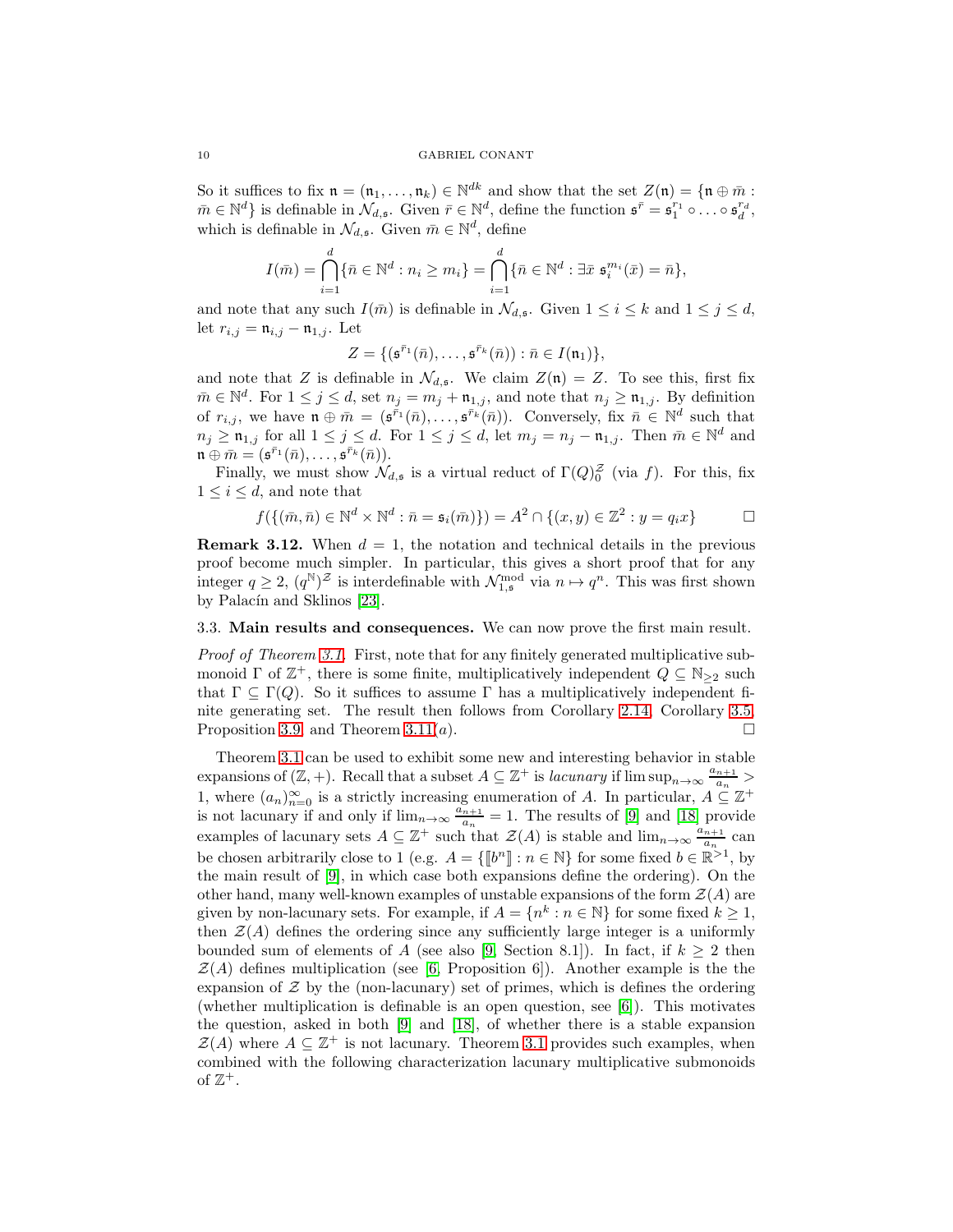So it suffices to fix $\mathfrak{n} = (\mathfrak{n}_1, \ldots, \mathfrak{n}_k) \in \mathbb{N}^{dk}$ and show that the set $Z(\mathfrak{n}) = \{\mathfrak{n} \oplus \bar{m} : \bar{m} \in \mathbb{N}^d\}$ is definable in $\mathcal{N}_{d,\mathfrak{s}}$. Given $\bar{r} \in \mathbb{N}^d$, define the function $\mathfrak{s}^{\bar{r}} = \mathfrak{s}_1^{r_1} \circ \ldots \circ \mathfrak{s}_d^{r_d}$, which is definable in $\mathcal{N}_{d,\mathfrak{s}}$. Given $\bar{m} \in \mathbb{N}^d$, define

$$I(\bar{m}) = \bigcap_{i=1}^{d} \{\bar{n} \in \mathbb{N}^d : n_i \geq m_i\} = \bigcap_{i=1}^{d} \{\bar{n} \in \mathbb{N}^d : \exists \bar{x}\ \mathfrak{s}_i^{m_i}(\bar{x}) = \bar{n}\},$$

and note that any such $I(\bar{m})$ is definable in $\mathcal{N}_{d,\mathfrak{s}}$. Given $1 \leq i \leq k$ and $1 \leq j \leq d$, let $r_{i,j} = \mathfrak{n}_{i,j} - \mathfrak{n}_{1,j}$. Let

$$Z = \{(\mathfrak{s}^{\bar{r}_1}(\bar{n}), \ldots, \mathfrak{s}^{\bar{r}_k}(\bar{n})) : \bar{n} \in I(\mathfrak{n}_1)\},$$

and note that $Z$ is definable in $\mathcal{N}_{d,\mathfrak{s}}$. We claim $Z(\mathfrak{n}) = Z$. To see this, first fix $\bar{m} \in \mathbb{N}^d$. For $1 \leq j \leq d$, set $n_j = m_j + \mathfrak{n}_{1,j}$, and note that $n_j \geq \mathfrak{n}_{1,j}$. By definition of $r_{i,j}$, we have $\mathfrak{n} \oplus \bar{m} = (\mathfrak{s}^{\bar{r}_1}(\bar{n}), \ldots, \mathfrak{s}^{\bar{r}_k}(\bar{n}))$. Conversely, fix $\bar{n} \in \mathbb{N}^d$ such that $n_j \geq \mathfrak{n}_{1,j}$ for all $1 \leq j \leq d$. For $1 \leq j \leq d$, let $m_j = n_j - \mathfrak{n}_{1,j}$. Then $\bar{m} \in \mathbb{N}^d$ and $\mathfrak{n} \oplus \bar{m} = (\mathfrak{s}^{\bar{r}_1}(\bar{n}), \ldots, \mathfrak{s}^{\bar{r}_k}(\bar{n}))$.

Finally, we must show $\mathcal{N}_{d,\mathfrak{s}}$ is a virtual reduct of $\Gamma(Q)_0^{\mathcal{Z}}$ (via $f$). For this, fix $1 \leq i \leq d$, and note that

$$f(\{(\bar{m}, \bar{n}) \in \mathbb{N}^d \times \mathbb{N}^d : \bar{n} = \mathfrak{s}_i(\bar{m})\}) = A^2 \cap \{(x, y) \in \mathbb{Z}^2 : y = q_i x\} \qquad \square$$

**Remark 3.12.** When $d = 1$, the notation and technical details in the previous proof become much simpler. In particular, this gives a short proof that for any integer $q \geq 2$, $(q^{\mathbb{N}})^{\mathcal{Z}}$ is interdefinable with $\mathcal{N}_{1,\mathfrak{s}}^{\text{mod}}$ via $n \mapsto q^n$. This was first shown by Palacín and Sklinos [23].

### 3.3. Main results and consequences.

We can now prove the first main result.

*Proof of Theorem 3.1.* First, note that for any finitely generated multiplicative submonoid $\Gamma$ of $\mathbb{Z}^+$, there is some finite, multiplicatively independent $Q \subseteq \mathbb{N}_{\geq 2}$ such that $\Gamma \subseteq \Gamma(Q)$. So it suffices to assume $\Gamma$ has a multiplicatively independent finite generating set. The result then follows from Corollary 2.14, Corollary 3.5, Proposition 3.9, and Theorem 3.11($a$). $\square$

Theorem 3.1 can be used to exhibit some new and interesting behavior in stable expansions of $(\mathbb{Z}, +)$. Recall that a subset $A \subseteq \mathbb{Z}^+$ is *lacunary* if $\limsup_{n\to\infty} \frac{a_{n+1}}{a_n} > 1$, where $(a_n)_{n=0}^{\infty}$ is a strictly increasing enumeration of $A$. In particular, $A \subseteq \mathbb{Z}^+$ is not lacunary if and only if $\lim_{n\to\infty} \frac{a_{n+1}}{a_n} = 1$. The results of [9] and [18] provide examples of lacunary sets $A \subseteq \mathbb{Z}^+$ such that $\mathcal{Z}(A)$ is stable and $\lim_{n\to\infty} \frac{a_{n+1}}{a_n}$ can be chosen arbitrarily close to 1 (e.g. $A = \{\llbracket b^n \rrbracket : n \in \mathbb{N}\}$ for some fixed $b \in \mathbb{R}^{>1}$, by the main result of [9], in which case both expansions define the ordering). On the other hand, many well-known examples of unstable expansions of the form $\mathcal{Z}(A)$ are given by non-lacunary sets. For example, if $A = \{n^k : n \in \mathbb{N}\}$ for some fixed $k \geq 1$, then $\mathcal{Z}(A)$ defines the ordering since any sufficiently large integer is a uniformly bounded sum of elements of $A$ (see also [9, Section 8.1]). In fact, if $k \geq 2$ then $\mathcal{Z}(A)$ defines multiplication (see [6, Proposition 6]). Another example is the expansion of $\mathcal{Z}$ by the (non-lacunary) set of primes, which is defines the ordering (whether multiplication is definable is an open question, see [6]). This motivates the question, asked in both [9] and [18], of whether there is a stable expansion $\mathcal{Z}(A)$ where $A \subseteq \mathbb{Z}^+$ is not lacunary. Theorem 3.1 provides such examples, when combined with the following characterization lacunary multiplicative submonoids of $\mathbb{Z}^+$.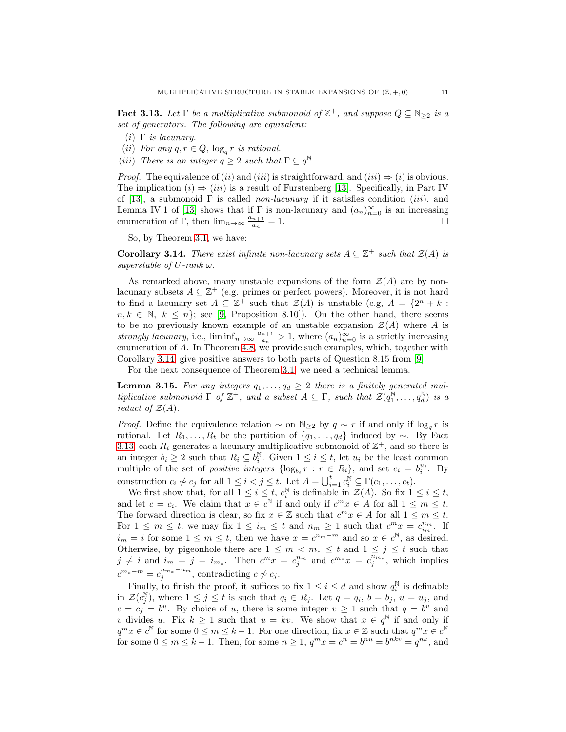**Fact 3.13.** *Let $\Gamma$ be a multiplicative submonoid of $\mathbb{Z}^+$, and suppose $Q \subseteq \mathbb{N}_{\geq 2}$ is a set of generators. The following are equivalent:*

- $(i)$ *$\Gamma$ is lacunary.*
- $(ii)$ *For any $q, r \in Q$, $\log_q r$ is rational.*
- $(iii)$ *There is an integer $q \geq 2$ such that $\Gamma \subseteq q^{\mathbb{N}}$.*

*Proof.* The equivalence of $(ii)$ and $(iii)$ is straightforward, and $(iii) \Rightarrow (i)$ is obvious. The implication $(i) \Rightarrow (iii)$ is a result of Furstenberg [13]. Specifically, in Part IV of [13], a submonoid $\Gamma$ is called *non-lacunary* if it satisfies condition $(iii)$, and Lemma IV.1 of [13] shows that if $\Gamma$ is non-lacunary and $(a_n)_{n=0}^{\infty}$ is an increasing enumeration of $\Gamma$, then $\lim_{n\to\infty} \frac{a_{n+1}}{a_n} = 1$. □

So, by Theorem 3.1, we have:

**Corollary 3.14.** *There exist infinite non-lacunary sets $A \subseteq \mathbb{Z}^+$ such that $\mathcal{Z}(A)$ is superstable of $U$-rank $\omega$.*

As remarked above, many unstable expansions of the form $\mathcal{Z}(A)$ are by non-lacunary subsets $A \subseteq \mathbb{Z}^+$ (e.g. primes or perfect powers). Moreover, it is not hard to find a lacunary set $A \subseteq \mathbb{Z}^+$ such that $\mathcal{Z}(A)$ is unstable (e.g, $A = \{2^n + k : n, k \in \mathbb{N},\ k \leq n\}$; see [9, Proposition 8.10]). On the other hand, there seems to be no previously known example of an unstable expansion $\mathcal{Z}(A)$ where $A$ is *strongly lacunary*, i.e., $\liminf_{n\to\infty} \frac{a_{n+1}}{a_n} > 1$, where $(a_n)_{n=0}^{\infty}$ is a strictly increasing enumeration of $A$. In Theorem 4.8, we provide such examples, which, together with Corollary 3.14, give positive answers to both parts of Question 8.15 from [9].

For the next consequence of Theorem 3.1, we need a technical lemma.

**Lemma 3.15.** *For any integers $q_1, \ldots, q_d \geq 2$ there is a finitely generated multiplicative submonoid $\Gamma$ of $\mathbb{Z}^+$, and a subset $A \subseteq \Gamma$, such that $\mathcal{Z}(q_1^{\mathbb{N}}, \ldots, q_d^{\mathbb{N}})$ is a reduct of $\mathcal{Z}(A)$.*

*Proof.* Define the equivalence relation $\sim$ on $\mathbb{N}_{\geq 2}$ by $q \sim r$ if and only if $\log_q r$ is rational. Let $R_1, \ldots, R_t$ be the partition of $\{q_1, \ldots, q_d\}$ induced by $\sim$. By Fact 3.13, each $R_i$ generates a lacunary multiplicative submonoid of $\mathbb{Z}^+$, and so there is an integer $b_i \geq 2$ such that $R_i \subseteq b_i^{\mathbb{N}}$. Given $1 \leq i \leq t$, let $u_i$ be the least common multiple of the set of *positive integers* $\{\log_{b_i} r : r \in R_i\}$, and set $c_i = b_i^{u_i}$. By construction $c_i \not\sim c_j$ for all $1 \leq i < j \leq t$. Let $A = \bigcup_{i=1}^{t} c_i^{\mathbb{N}} \subseteq \Gamma(c_1, \ldots, c_t)$.

We first show that, for all $1 \leq i \leq t$, $c_i^{\mathbb{N}}$ is definable in $\mathcal{Z}(A)$. So fix $1 \leq i \leq t$, and let $c = c_i$. We claim that $x \in c^{\mathbb{N}}$ if and only if $c^m x \in A$ for all $1 \leq m \leq t$. The forward direction is clear, so fix $x \in \mathbb{Z}$ such that $c^m x \in A$ for all $1 \leq m \leq t$. For $1 \leq m \leq t$, we may fix $1 \leq i_m \leq t$ and $n_m \geq 1$ such that $c^m x = c_{i_m}^{n_m}$. If $i_m = i$ for some $1 \leq m \leq t$, then we have $x = c^{n_m - m}$ and so $x \in c^{\mathbb{N}}$, as desired. Otherwise, by pigeonhole there are $1 \leq m < m_* \leq t$ and $1 \leq j \leq t$ such that $j \neq i$ and $i_m = j = i_{m_*}$. Then $c^m x = c_j^{n_m}$ and $c^{m_*} x = c_j^{n_{m_*}}$, which implies $c^{m_* - m} = c_j^{n_{m_*} - n_m}$, contradicting $c \not\sim c_j$.

Finally, to finish the proof, it suffices to fix $1 \leq i \leq d$ and show $q_i^{\mathbb{N}}$ is definable in $\mathcal{Z}(c_j^{\mathbb{N}})$, where $1 \leq j \leq t$ is such that $q_i \in R_j$. Let $q = q_i$, $b = b_j$, $u = u_j$, and $c = c_j = b^u$. By choice of $u$, there is some integer $v \geq 1$ such that $q = b^v$ and $v$ divides $u$. Fix $k \geq 1$ such that $u = kv$. We show that $x \in q^{\mathbb{N}}$ if and only if $q^m x \in c^{\mathbb{N}}$ for some $0 \leq m \leq k-1$. For one direction, fix $x \in \mathbb{Z}$ such that $q^m x \in c^{\mathbb{N}}$ for some $0 \leq m \leq k-1$. Then, for some $n \geq 1$, $q^m x = c^n = b^{nu} = b^{nkv} = q^{nk}$, and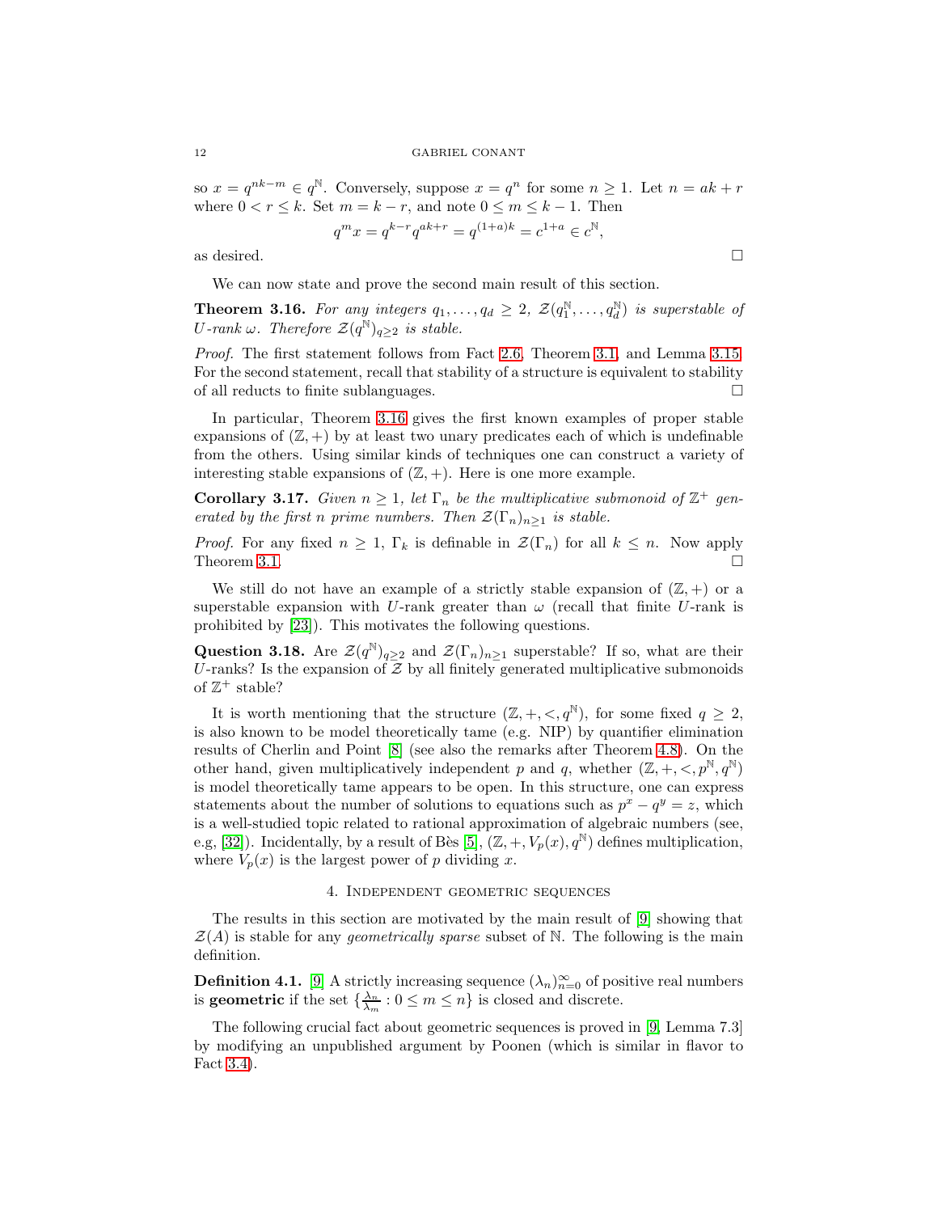so $x = q^{nk-m} \in q^{\mathbb{N}}$. Conversely, suppose $x = q^n$ for some $n \geq 1$. Let $n = ak + r$ where $0 < r \leq k$. Set $m = k - r$, and note $0 \leq m \leq k - 1$. Then

$$q^m x = q^{k-r} q^{ak+r} = q^{(1+a)k} = c^{1+a} \in c^{\mathbb{N}},$$

as desired. □

We can now state and prove the second main result of this section.

**Theorem 3.16.** *For any integers $q_1, \ldots, q_d \geq 2$, $\mathcal{Z}(q_1^{\mathbb{N}}, \ldots, q_d^{\mathbb{N}})$ is superstable of $U$-rank $\omega$. Therefore $\mathcal{Z}(q^{\mathbb{N}})_{q \geq 2}$ is stable.*

*Proof.* The first statement follows from Fact 2.6, Theorem 3.1, and Lemma 3.15. For the second statement, recall that stability of a structure is equivalent to stability of all reducts to finite sublanguages. □

In particular, Theorem 3.16 gives the first known examples of proper stable expansions of $(\mathbb{Z}, +)$ by at least two unary predicates each of which is undefinable from the others. Using similar kinds of techniques one can construct a variety of interesting stable expansions of $(\mathbb{Z}, +)$. Here is one more example.

**Corollary 3.17.** *Given $n \geq 1$, let $\Gamma_n$ be the multiplicative submonoid of $\mathbb{Z}^+$ generated by the first $n$ prime numbers. Then $\mathcal{Z}(\Gamma_n)_{n \geq 1}$ is stable.*

*Proof.* For any fixed $n \geq 1$, $\Gamma_k$ is definable in $\mathcal{Z}(\Gamma_n)$ for all $k \leq n$. Now apply Theorem 3.1. □

We still do not have an example of a strictly stable expansion of $(\mathbb{Z}, +)$ or a superstable expansion with $U$-rank greater than $\omega$ (recall that finite $U$-rank is prohibited by [23]). This motivates the following questions.

**Question 3.18.** Are $\mathcal{Z}(q^{\mathbb{N}})_{q \geq 2}$ and $\mathcal{Z}(\Gamma_n)_{n \geq 1}$ superstable? If so, what are their $U$-ranks? Is the expansion of $\mathcal{Z}$ by all finitely generated multiplicative submonoids of $\mathbb{Z}^+$ stable?

It is worth mentioning that the structure $(\mathbb{Z}, +, <, q^{\mathbb{N}})$, for some fixed $q \geq 2$, is also known to be model theoretically tame (e.g. NIP) by quantifier elimination results of Cherlin and Point [8] (see also the remarks after Theorem 4.8). On the other hand, given multiplicatively independent $p$ and $q$, whether $(\mathbb{Z}, +, <, p^{\mathbb{N}}, q^{\mathbb{N}})$ is model theoretically tame appears to be open. In this structure, one can express statements about the number of solutions to equations such as $p^x - q^y = z$, which is a well-studied topic related to rational approximation of algebraic numbers (see, e.g, [32]). Incidentally, by a result of Bès [5], $(\mathbb{Z}, +, V_p(x), q^{\mathbb{N}})$ defines multiplication, where $V_p(x)$ is the largest power of $p$ dividing $x$.

## 4. Independent geometric sequences

The results in this section are motivated by the main result of [9] showing that $\mathcal{Z}(A)$ is stable for any *geometrically sparse* subset of $\mathbb{N}$. The following is the main definition.

**Definition 4.1.** [9] A strictly increasing sequence $(\lambda_n)_{n=0}^{\infty}$ of positive real numbers is **geometric** if the set $\{\frac{\lambda_n}{\lambda_m} : 0 \leq m \leq n\}$ is closed and discrete.

The following crucial fact about geometric sequences is proved in [9, Lemma 7.3] by modifying an unpublished argument by Poonen (which is similar in flavor to Fact 3.4).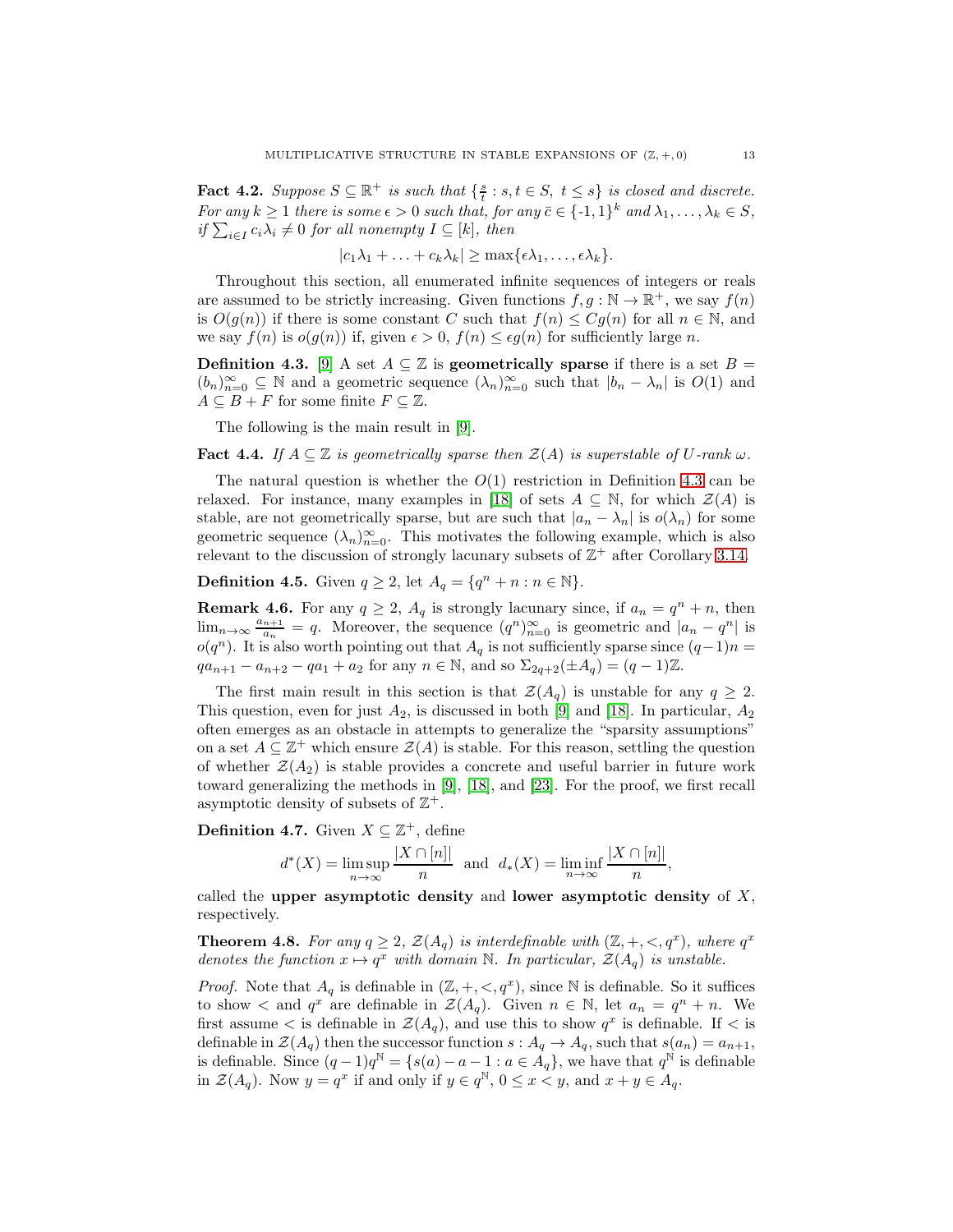**Fact 4.2.** *Suppose $S \subseteq \mathbb{R}^+$ is such that $\{\frac{s}{t} : s, t \in S,\ t \leq s\}$ is closed and discrete. For any $k \geq 1$ there is some $\epsilon > 0$ such that, for any $\bar{c} \in \{\text{-}1, 1\}^k$ and $\lambda_1, \ldots, \lambda_k \in S$, if $\sum_{i \in I} c_i \lambda_i \neq 0$ for all nonempty $I \subseteq [k]$, then*

$$|c_1\lambda_1 + \ldots + c_k\lambda_k| \geq \max\{\epsilon\lambda_1, \ldots, \epsilon\lambda_k\}.$$

Throughout this section, all enumerated infinite sequences of integers or reals are assumed to be strictly increasing. Given functions $f, g : \mathbb{N} \to \mathbb{R}^+$, we say $f(n)$ is $O(g(n))$ if there is some constant $C$ such that $f(n) \leq Cg(n)$ for all $n \in \mathbb{N}$, and we say $f(n)$ is $o(g(n))$ if, given $\epsilon > 0$, $f(n) \leq \epsilon g(n)$ for sufficiently large $n$.

**Definition 4.3.** [9] A set $A \subseteq \mathbb{Z}$ is **geometrically sparse** if there is a set $B = (b_n)_{n=0}^{\infty} \subseteq \mathbb{N}$ and a geometric sequence $(\lambda_n)_{n=0}^{\infty}$ such that $|b_n - \lambda_n|$ is $O(1)$ and $A \subseteq B + F$ for some finite $F \subseteq \mathbb{Z}$.

The following is the main result in [9].

**Fact 4.4.** *If $A \subseteq \mathbb{Z}$ is geometrically sparse then $\mathcal{Z}(A)$ is superstable of $U$-rank $\omega$.*

The natural question is whether the $O(1)$ restriction in Definition 4.3 can be relaxed. For instance, many examples in [18] of sets $A \subseteq \mathbb{N}$, for which $\mathcal{Z}(A)$ is stable, are not geometrically sparse, but are such that $|a_n - \lambda_n|$ is $o(\lambda_n)$ for some geometric sequence $(\lambda_n)_{n=0}^{\infty}$. This motivates the following example, which is also relevant to the discussion of strongly lacunary subsets of $\mathbb{Z}^+$ after Corollary 3.14.

**Definition 4.5.** Given $q \geq 2$, let $A_q = \{q^n + n : n \in \mathbb{N}\}$.

**Remark 4.6.** For any $q \geq 2$, $A_q$ is strongly lacunary since, if $a_n = q^n + n$, then $\lim_{n\to\infty} \frac{a_{n+1}}{a_n} = q$. Moreover, the sequence $(q^n)_{n=0}^{\infty}$ is geometric and $|a_n - q^n|$ is $o(q^n)$. It is also worth pointing out that $A_q$ is not sufficiently sparse since $(q-1)n = qa_{n+1} - a_{n+2} - qa_1 + a_2$ for any $n \in \mathbb{N}$, and so $\Sigma_{2q+2}(\pm A_q) = (q-1)\mathbb{Z}$.

The first main result in this section is that $\mathcal{Z}(A_q)$ is unstable for any $q \geq 2$. This question, even for just $A_2$, is discussed in both [9] and [18]. In particular, $A_2$ often emerges as an obstacle in attempts to generalize the "sparsity assumptions" on a set $A \subseteq \mathbb{Z}^+$ which ensure $\mathcal{Z}(A)$ is stable. For this reason, settling the question of whether $\mathcal{Z}(A_2)$ is stable provides a concrete and useful barrier in future work toward generalizing the methods in [9], [18], and [23]. For the proof, we first recall asymptotic density of subsets of $\mathbb{Z}^+$.

**Definition 4.7.** Given $X \subseteq \mathbb{Z}^+$, define

$$d^*(X) = \limsup_{n\to\infty} \frac{|X \cap [n]|}{n} \quad \text{and} \quad d_*(X) = \liminf_{n\to\infty} \frac{|X \cap [n]|}{n},$$

called the **upper asymptotic density** and **lower asymptotic density** of $X$, respectively.

**Theorem 4.8.** *For any $q \geq 2$, $\mathcal{Z}(A_q)$ is interdefinable with $(\mathbb{Z}, +, <, q^x)$, where $q^x$ denotes the function $x \mapsto q^x$ with domain $\mathbb{N}$. In particular, $\mathcal{Z}(A_q)$ is unstable.*

*Proof.* Note that $A_q$ is definable in $(\mathbb{Z}, +, <, q^x)$, since $\mathbb{N}$ is definable. So it suffices to show $<$ and $q^x$ are definable in $\mathcal{Z}(A_q)$. Given $n \in \mathbb{N}$, let $a_n = q^n + n$. We first assume $<$ is definable in $\mathcal{Z}(A_q)$, and use this to show $q^x$ is definable. If $<$ is definable in $\mathcal{Z}(A_q)$ then the successor function $s : A_q \to A_q$, such that $s(a_n) = a_{n+1}$, is definable. Since $(q-1)q^{\mathbb{N}} = \{s(a) - a - 1 : a \in A_q\}$, we have that $q^{\mathbb{N}}$ is definable in $\mathcal{Z}(A_q)$. Now $y = q^x$ if and only if $y \in q^{\mathbb{N}}$, $0 \leq x < y$, and $x + y \in A_q$.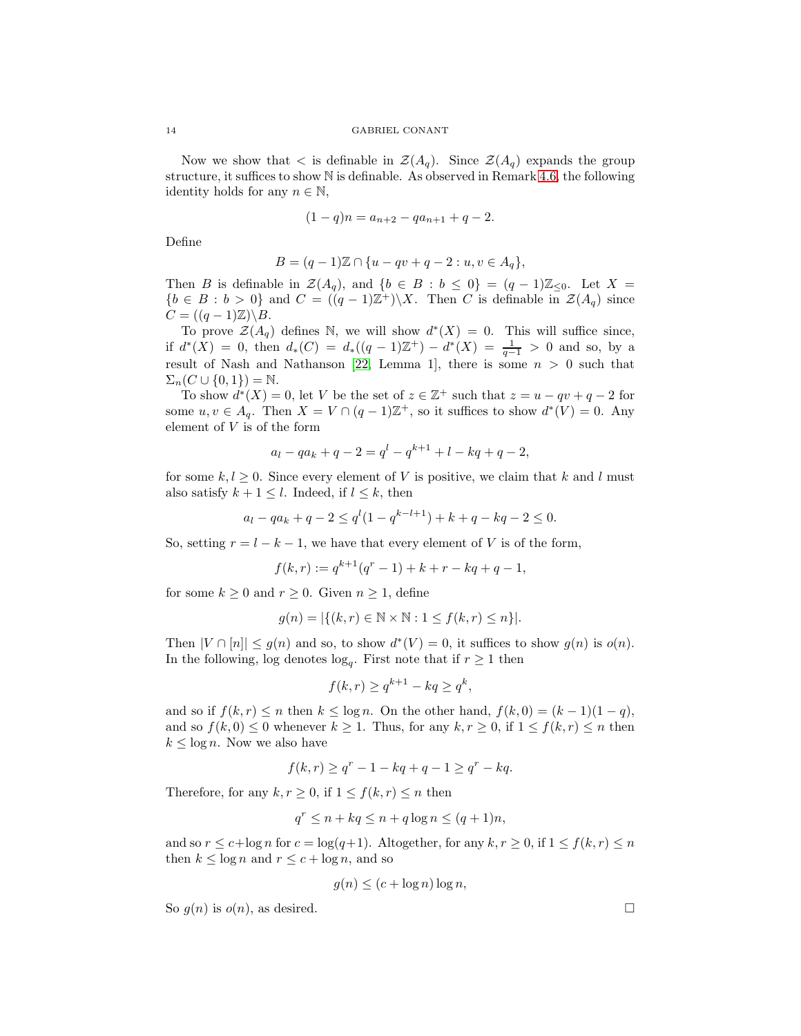Now we show that $<$ is definable in $\mathcal{Z}(A_q)$. Since $\mathcal{Z}(A_q)$ expands the group structure, it suffices to show $\mathbb{N}$ is definable. As observed in Remark 4.6, the following identity holds for any $n \in \mathbb{N}$,

$$(1-q)n = a_{n+2} - qa_{n+1} + q - 2.$$

Define

$$B = (q-1)\mathbb{Z} \cap \{u - qv + q - 2 : u, v \in A_q\},$$

Then $B$ is definable in $\mathcal{Z}(A_q)$, and $\{b \in B : b \leq 0\} = (q-1)\mathbb{Z}_{\leq 0}$. Let $X = \{b \in B : b > 0\}$ and $C = ((q-1)\mathbb{Z}^+)\backslash X$. Then $C$ is definable in $\mathcal{Z}(A_q)$ since $C = ((q-1)\mathbb{Z})\backslash B$.

To prove $\mathcal{Z}(A_q)$ defines $\mathbb{N}$, we will show $d^*(X) = 0$. This will suffice since, if $d^*(X) = 0$, then $d_*(C) = d_*((q-1)\mathbb{Z}^+) - d^*(X) = \frac{1}{q-1} > 0$ and so, by a result of Nash and Nathanson [22, Lemma 1], there is some $n > 0$ such that $\Sigma_n(C \cup \{0,1\}) = \mathbb{N}$.

To show $d^*(X) = 0$, let $V$ be the set of $z \in \mathbb{Z}^+$ such that $z = u - qv + q - 2$ for some $u, v \in A_q$. Then $X = V \cap (q-1)\mathbb{Z}^+$, so it suffices to show $d^*(V) = 0$. Any element of $V$ is of the form

$$a_l - qa_k + q - 2 = q^l - q^{k+1} + l - kq + q - 2,$$

for some $k, l \geq 0$. Since every element of $V$ is positive, we claim that $k$ and $l$ must also satisfy $k + 1 \leq l$. Indeed, if $l \leq k$, then

$$a_l - qa_k + q - 2 \leq q^l(1 - q^{k-l+1}) + k + q - kq - 2 \leq 0.$$

So, setting $r = l - k - 1$, we have that every element of $V$ is of the form,

$$f(k,r) := q^{k+1}(q^r - 1) + k + r - kq + q - 1,$$

for some $k \geq 0$ and $r \geq 0$. Given $n \geq 1$, define

$$g(n) = |\{(k,r) \in \mathbb{N} \times \mathbb{N} : 1 \leq f(k,r) \leq n\}|.$$

Then $|V \cap [n]| \leq g(n)$ and so, to show $d^*(V) = 0$, it suffices to show $g(n)$ is $o(n)$. In the following, log denotes $\log_q$. First note that if $r \geq 1$ then

$$f(k,r) \geq q^{k+1} - kq \geq q^k,$$

and so if $f(k,r) \leq n$ then $k \leq \log n$. On the other hand, $f(k,0) = (k-1)(1-q)$, and so $f(k,0) \leq 0$ whenever $k \geq 1$. Thus, for any $k, r \geq 0$, if $1 \leq f(k,r) \leq n$ then $k \leq \log n$. Now we also have

$$f(k,r) \geq q^r - 1 - kq + q - 1 \geq q^r - kq.$$

Therefore, for any $k, r \geq 0$, if $1 \leq f(k,r) \leq n$ then

$$q^r \leq n + kq \leq n + q\log n \leq (q+1)n,$$

and so $r \leq c + \log n$ for $c = \log(q+1)$. Altogether, for any $k, r \geq 0$, if $1 \leq f(k,r) \leq n$ then $k \leq \log n$ and $r \leq c + \log n$, and so

$$g(n) \leq (c + \log n)\log n,$$

So $g(n)$ is $o(n)$, as desired. □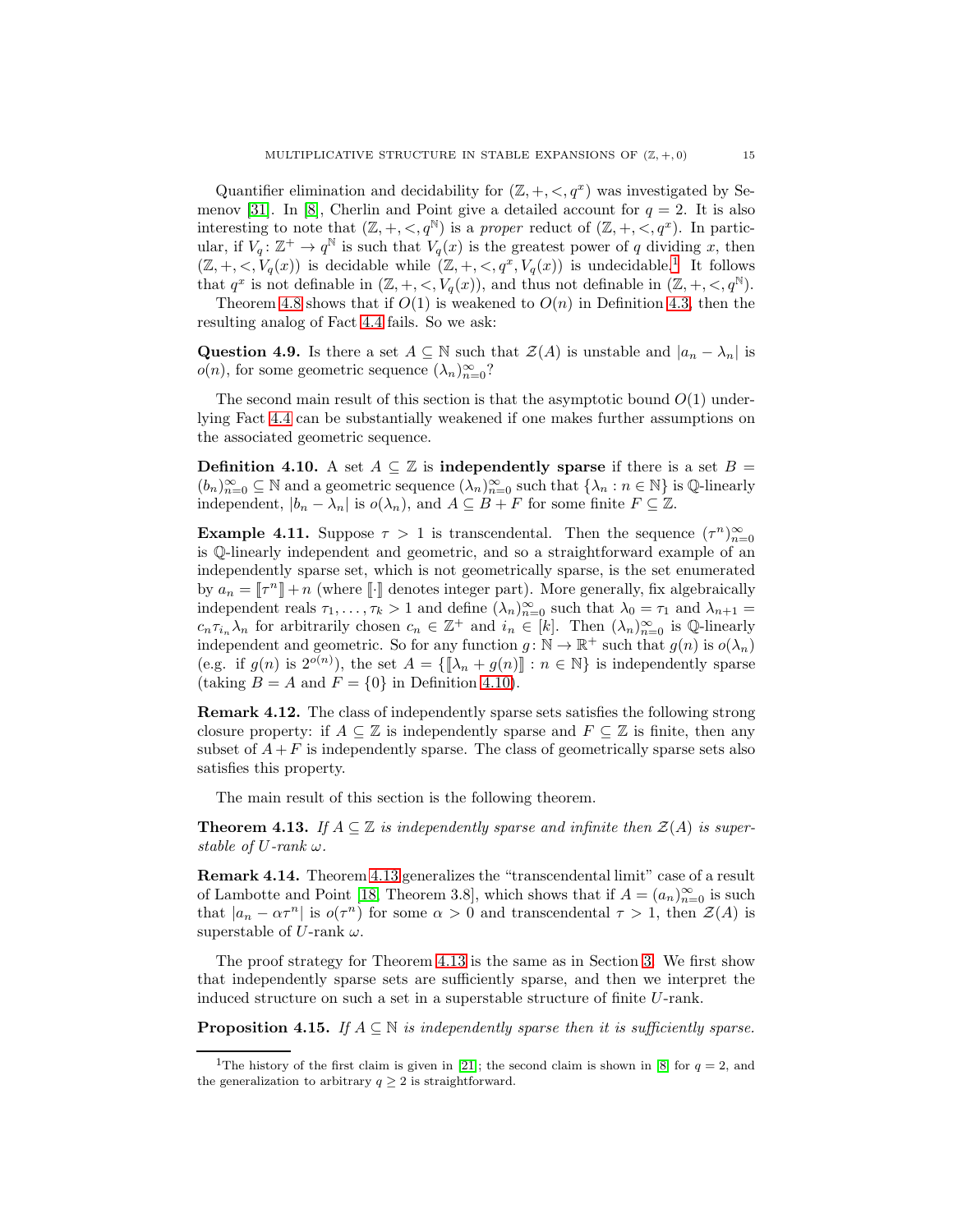Quantifier elimination and decidability for $(\mathbb{Z},+,<,q^x)$ was investigated by Semenov [31]. In [8], Cherlin and Point give a detailed account for $q=2$. It is also interesting to note that $(\mathbb{Z},+,<,q^{\mathbb{N}})$ is a *proper* reduct of $(\mathbb{Z},+,<,q^x)$. In particular, if $V_q\colon \mathbb{Z}^+ \to q^{\mathbb{N}}$ is such that $V_q(x)$ is the greatest power of $q$ dividing $x$, then $(\mathbb{Z},+,<,V_q(x))$ is decidable while $(\mathbb{Z},+,<,q^x,V_q(x))$ is undecidable.[1] It follows that $q^x$ is not definable in $(\mathbb{Z},+,<,V_q(x))$, and thus not definable in $(\mathbb{Z},+,<,q^{\mathbb{N}})$.

Theorem 4.8 shows that if $O(1)$ is weakened to $O(n)$ in Definition 4.3, then the resulting analog of Fact 4.4 fails. So we ask:

**Question 4.9.** Is there a set $A \subseteq \mathbb{N}$ such that $\mathcal{Z}(A)$ is unstable and $|a_n - \lambda_n|$ is $o(n)$, for some geometric sequence $(\lambda_n)_{n=0}^{\infty}$?

The second main result of this section is that the asymptotic bound $O(1)$ underlying Fact 4.4 can be substantially weakened if one makes further assumptions on the associated geometric sequence.

**Definition 4.10.** A set $A \subseteq \mathbb{Z}$ is **independently sparse** if there is a set $B = (b_n)_{n=0}^{\infty} \subseteq \mathbb{N}$ and a geometric sequence $(\lambda_n)_{n=0}^{\infty}$ such that $\{\lambda_n : n \in \mathbb{N}\}$ is $\mathbb{Q}$-linearly independent, $|b_n - \lambda_n|$ is $o(\lambda_n)$, and $A \subseteq B + F$ for some finite $F \subseteq \mathbb{Z}$.

**Example 4.11.** Suppose $\tau > 1$ is transcendental. Then the sequence $(\tau^n)_{n=0}^{\infty}$ is $\mathbb{Q}$-linearly independent and geometric, and so a straightforward example of an independently sparse set, which is not geometrically sparse, is the set enumerated by $a_n = [\![\tau^n]\!] + n$ (where $[\![\cdot]\!]$ denotes integer part). More generally, fix algebraically independent reals $\tau_1, \ldots, \tau_k > 1$ and define $(\lambda_n)_{n=0}^{\infty}$ such that $\lambda_0 = \tau_1$ and $\lambda_{n+1} = c_n \tau_{i_n} \lambda_n$ for arbitrarily chosen $c_n \in \mathbb{Z}^+$ and $i_n \in [k]$. Then $(\lambda_n)_{n=0}^{\infty}$ is $\mathbb{Q}$-linearly independent and geometric. So for any function $g\colon \mathbb{N} \to \mathbb{R}^+$ such that $g(n)$ is $o(\lambda_n)$ (e.g. if $g(n)$ is $2^{o(n)}$), the set $A = \{[\![\lambda_n + g(n)]\!] : n \in \mathbb{N}\}$ is independently sparse (taking $B = A$ and $F = \{0\}$ in Definition 4.10).

**Remark 4.12.** The class of independently sparse sets satisfies the following strong closure property: if $A \subseteq \mathbb{Z}$ is independently sparse and $F \subseteq \mathbb{Z}$ is finite, then any subset of $A+F$ is independently sparse. The class of geometrically sparse sets also satisfies this property.

The main result of this section is the following theorem.

**Theorem 4.13.** *If $A \subseteq \mathbb{Z}$ is independently sparse and infinite then $\mathcal{Z}(A)$ is superstable of $U$-rank $\omega$.*

**Remark 4.14.** Theorem 4.13 generalizes the "transcendental limit" case of a result of Lambotte and Point [18, Theorem 3.8], which shows that if $A = (a_n)_{n=0}^{\infty}$ is such that $|a_n - \alpha\tau^n|$ is $o(\tau^n)$ for some $\alpha > 0$ and transcendental $\tau > 1$, then $\mathcal{Z}(A)$ is superstable of $U$-rank $\omega$.

The proof strategy for Theorem 4.13 is the same as in Section 3. We first show that independently sparse sets are sufficiently sparse, and then we interpret the induced structure on such a set in a superstable structure of finite $U$-rank.

**Proposition 4.15.** *If $A \subseteq \mathbb{N}$ is independently sparse then it is sufficiently sparse.*

---

[1] The history of the first claim is given in [21]; the second claim is shown in [8] for $q = 2$, and the generalization to arbitrary $q \geq 2$ is straightforward.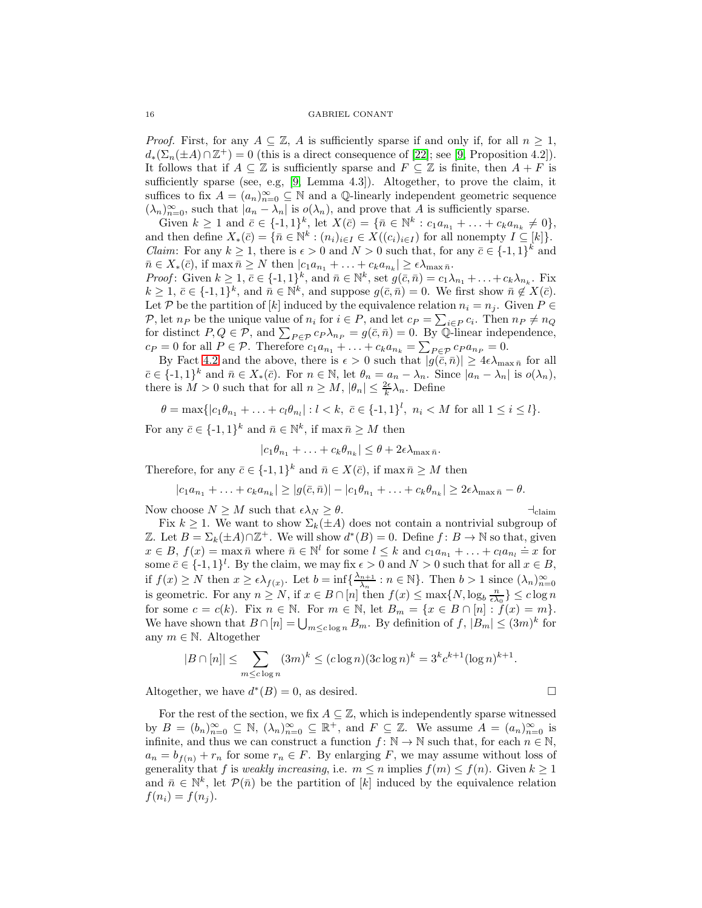*Proof.* First, for any $A \subseteq \mathbb{Z}$, $A$ is sufficiently sparse if and only if, for all $n \geq 1$, $d_*(\Sigma_n(\pm A) \cap \mathbb{Z}^+) = 0$ (this is a direct consequence of [22]; see [9, Proposition 4.2]). It follows that if $A \subseteq \mathbb{Z}$ is sufficiently sparse and $F \subseteq \mathbb{Z}$ is finite, then $A + F$ is sufficiently sparse (see, e.g, [9, Lemma 4.3]). Altogether, to prove the claim, it suffices to fix $A = (a_n)_{n=0}^\infty \subseteq \mathbb{N}$ and a $\mathbb{Q}$-linearly independent geometric sequence $(\lambda_n)_{n=0}^\infty$, such that $|a_n - \lambda_n|$ is $o(\lambda_n)$, and prove that $A$ is sufficiently sparse.

Given $k \geq 1$ and $\bar{c} \in \{\text{-}1, 1\}^k$, let $X(\bar{c}) = \{\bar{n} \in \mathbb{N}^k : c_1 a_{n_1} + \ldots + c_k a_{n_k} \neq 0\}$, and then define $X_*(\bar{c}) = \{\bar{n} \in \mathbb{N}^k : (n_i)_{i \in I} \in X((c_i)_{i \in I}) \text{ for all nonempty } I \subseteq [k]\}$.

*Claim*: For any $k \geq 1$, there is $\epsilon > 0$ and $N > 0$ such that, for any $\bar{c} \in \{\text{-}1,1\}^k$ and $\bar{n} \in X_*(\bar{c})$, if $\max \bar{n} \geq N$ then $|c_1 a_{n_1} + \ldots + c_k a_{n_k}| \geq \epsilon \lambda_{\max \bar{n}}$.

*Proof*: Given $k \geq 1$, $\bar{c} \in \{\text{-}1, 1\}^k$, and $\bar{n} \in \mathbb{N}^k$, set $g(\bar{c}, \bar{n}) = c_1 \lambda_{n_1} + \ldots + c_k \lambda_{n_k}$. Fix $k \geq 1$, $\bar{c} \in \{\text{-}1, 1\}^k$, and $\bar{n} \in \mathbb{N}^k$, and suppose $g(\bar{c}, \bar{n}) = 0$. We first show $\bar{n} \notin X(\bar{c})$. Let $\mathcal{P}$ be the partition of $[k]$ induced by the equivalence relation $n_i = n_j$. Given $P \in \mathcal{P}$, let $n_P$ be the unique value of $n_i$ for $i \in P$, and let $c_P = \sum_{i \in P} c_i$. Then $n_P \neq n_Q$ for distinct $P, Q \in \mathcal{P}$, and $\sum_{P \in \mathcal{P}} c_P \lambda_{n_P} = g(\bar{c}, \bar{n}) = 0$. By $\mathbb{Q}$-linear independence, $c_P = 0$ for all $P \in \mathcal{P}$. Therefore $c_1 a_{n_1} + \ldots + c_k a_{n_k} = \sum_{P \in \mathcal{P}} c_P a_{n_P} = 0$.

By Fact 4.2 and the above, there is $\epsilon > 0$ such that $|g(\bar{c}, \bar{n})| \geq 4\epsilon \lambda_{\max \bar{n}}$ for all $\bar{c} \in \{\text{-}1, 1\}^k$ and $\bar{n} \in X_*(\bar{c})$. For $n \in \mathbb{N}$, let $\theta_n = a_n - \lambda_n$. Since $|a_n - \lambda_n|$ is $o(\lambda_n)$, there is $M > 0$ such that for all $n \geq M$, $|\theta_n| \leq \frac{2\epsilon}{k} \lambda_n$. Define

$$\theta = \max\{|c_1 \theta_{n_1} + \ldots + c_l \theta_{n_l}| : l < k,\ \bar{c} \in \{\text{-}1, 1\}^l,\ n_i < M \text{ for all } 1 \leq i \leq l\}.$$

For any $\bar{c} \in \{\text{-}1, 1\}^k$ and $\bar{n} \in \mathbb{N}^k$, if $\max \bar{n} \geq M$ then

$$|c_1 \theta_{n_1} + \ldots + c_k \theta_{n_k}| \leq \theta + 2\epsilon \lambda_{\max \bar{n}}.$$

Therefore, for any $\bar{c} \in \{\text{-}1, 1\}^k$ and $\bar{n} \in X(\bar{c})$, if $\max \bar{n} \geq M$ then

$$|c_1 a_{n_1} + \ldots + c_k a_{n_k}| \geq |g(\bar{c}, \bar{n})| - |c_1 \theta_{n_1} + \ldots + c_k \theta_{n_k}| \geq 2\epsilon \lambda_{\max \bar{n}} - \theta.$$

Now choose $N \geq M$ such that $\epsilon \lambda_N \geq \theta$. $\dashv_{\text{claim}}$

Fix $k \geq 1$. We want to show $\Sigma_k(\pm A)$ does not contain a nontrivial subgroup of $\mathbb{Z}$. Let $B = \Sigma_k(\pm A) \cap \mathbb{Z}^+$. We will show $d^*(B) = 0$. Define $f \colon B \to \mathbb{N}$ so that, given $x \in B$, $f(x) = \max \bar{n}$ where $\bar{n} \in \mathbb{N}^l$ for some $l \leq k$ and $c_1 a_{n_1} + \ldots + c_l a_{n_l} \doteq x$ for some $\bar{c} \in \{\text{-}1, 1\}^l$. By the claim, we may fix $\epsilon > 0$ and $N > 0$ such that for all $x \in B$, if $f(x) \geq N$ then $x \geq \epsilon \lambda_{f(x)}$. Let $b = \inf\{\frac{\lambda_{n+1}}{\lambda_n} : n \in \mathbb{N}\}$. Then $b > 1$ since $(\lambda_n)_{n=0}^\infty$ is geometric. For any $n \geq N$, if $x \in B \cap [n]$ then $f(x) \leq \max\{N, \log_b \frac{n}{\epsilon \lambda_0}\} \leq c \log n$ for some $c = c(k)$. Fix $n \in \mathbb{N}$. For $m \in \mathbb{N}$, let $B_m = \{x \in B \cap [n] : f(x) = m\}$. We have shown that $B \cap [n] = \bigcup_{m \leq c \log n} B_m$. By definition of $f$, $|B_m| \leq (3m)^k$ for any $m \in \mathbb{N}$. Altogether

$$|B \cap [n]| \leq \sum_{m \leq c \log n} (3m)^k \leq (c \log n)(3c \log n)^k = 3^k c^{k+1} (\log n)^{k+1}.$$

Altogether, we have $d^*(B) = 0$, as desired. $\square$

For the rest of the section, we fix $A \subseteq \mathbb{Z}$, which is independently sparse witnessed by $B = (b_n)_{n=0}^\infty \subseteq \mathbb{N}$, $(\lambda_n)_{n=0}^\infty \subseteq \mathbb{R}^+$, and $F \subseteq \mathbb{Z}$. We assume $A = (a_n)_{n=0}^\infty$ is infinite, and thus we can construct a function $f \colon \mathbb{N} \to \mathbb{N}$ such that, for each $n \in \mathbb{N}$, $a_n = b_{f(n)} + r_n$ for some $r_n \in F$. By enlarging $F$, we may assume without loss of generality that $f$ is *weakly increasing*, i.e. $m \leq n$ implies $f(m) \leq f(n)$. Given $k \geq 1$ and $\bar{n} \in \mathbb{N}^k$, let $\mathcal{P}(\bar{n})$ be the partition of $[k]$ induced by the equivalence relation $f(n_i) = f(n_j)$.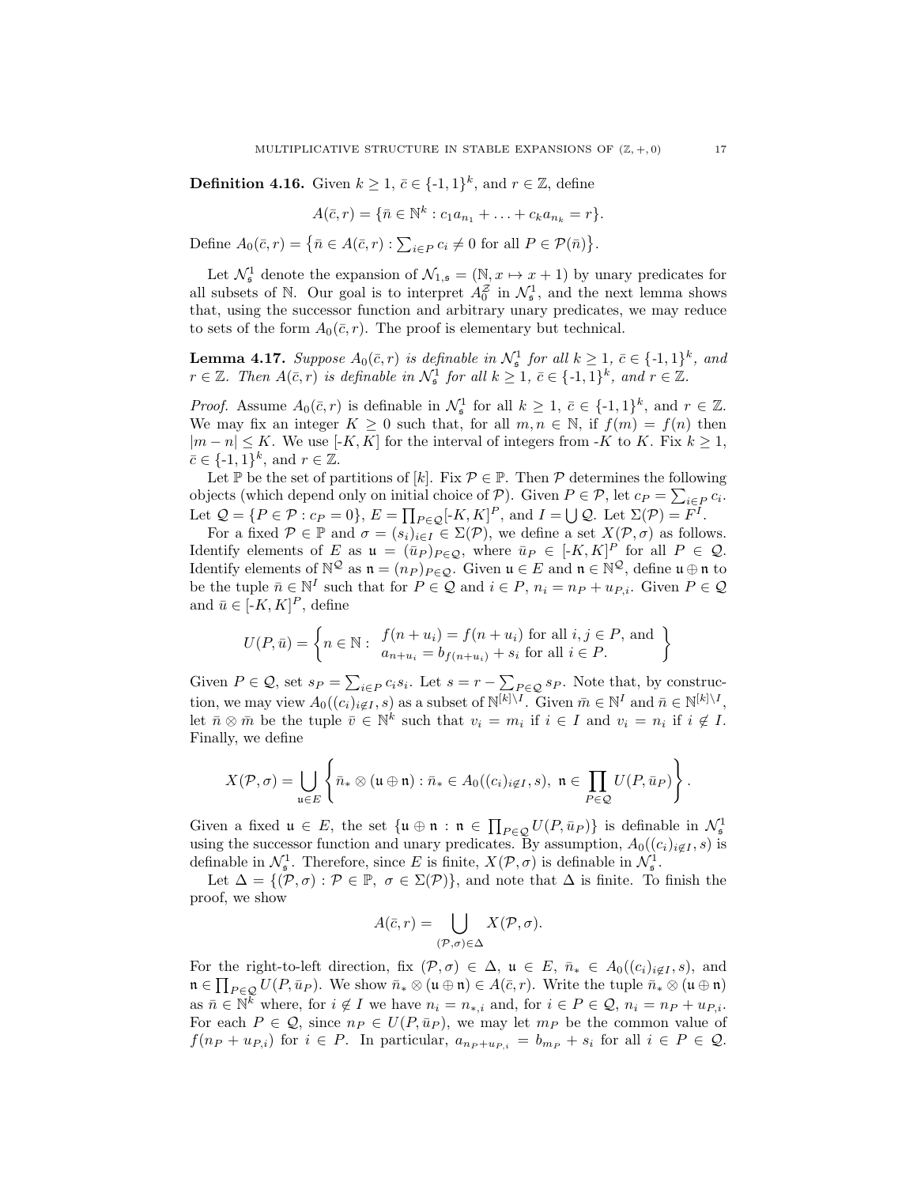**Definition 4.16.** Given $k \geq 1$, $\bar{c} \in \{\text{-}1, 1\}^k$, and $r \in \mathbb{Z}$, define

$$A(\bar{c}, r) = \{\bar{n} \in \mathbb{N}^k : c_1 a_{n_1} + \ldots + c_k a_{n_k} = r\}.$$

Define $A_0(\bar{c}, r) = \left\{\bar{n} \in A(\bar{c}, r) : \sum_{i \in P} c_i \neq 0 \text{ for all } P \in \mathcal{P}(\bar{n})\right\}$.

Let $\mathcal{N}^1_{\mathfrak{s}}$ denote the expansion of $\mathcal{N}_{1,\mathfrak{s}} = (\mathbb{N}, x \mapsto x+1)$ by unary predicates for all subsets of $\mathbb{N}$. Our goal is to interpret $A_0^{\mathbb{Z}}$ in $\mathcal{N}^1_{\mathfrak{s}}$, and the next lemma shows that, using the successor function and arbitrary unary predicates, we may reduce to sets of the form $A_0(\bar{c}, r)$. The proof is elementary but technical.

**Lemma 4.17.** *Suppose $A_0(\bar{c}, r)$ is definable in $\mathcal{N}^1_{\mathfrak{s}}$ for all $k \geq 1$, $\bar{c} \in \{\text{-}1, 1\}^k$, and $r \in \mathbb{Z}$. Then $A(\bar{c}, r)$ is definable in $\mathcal{N}^1_{\mathfrak{s}}$ for all $k \geq 1$, $\bar{c} \in \{\text{-}1, 1\}^k$, and $r \in \mathbb{Z}$.*

*Proof.* Assume $A_0(\bar{c}, r)$ is definable in $\mathcal{N}^1_{\mathfrak{s}}$ for all $k \geq 1$, $\bar{c} \in \{\text{-}1, 1\}^k$, and $r \in \mathbb{Z}$. We may fix an integer $K \geq 0$ such that, for all $m, n \in \mathbb{N}$, if $f(m) = f(n)$ then $|m - n| \leq K$. We use $[\text{-}K, K]$ for the interval of integers from -$K$ to $K$. Fix $k \geq 1$, $\bar{c} \in \{\text{-}1, 1\}^k$, and $r \in \mathbb{Z}$.

Let $\mathbb{P}$ be the set of partitions of $[k]$. Fix $\mathcal{P} \in \mathbb{P}$. Then $\mathcal{P}$ determines the following objects (which depend only on initial choice of $\mathcal{P}$). Given $P \in \mathcal{P}$, let $c_P = \sum_{i \in P} c_i$. Let $\mathcal{Q} = \{P \in \mathcal{P} : c_P = 0\}$, $E = \prod_{P \in \mathcal{Q}} [\text{-}K, K]^P$, and $I = \bigcup \mathcal{Q}$. Let $\Sigma(\mathcal{P}) = F^I$.

For a fixed $\mathcal{P} \in \mathbb{P}$ and $\sigma = (s_i)_{i \in I} \in \Sigma(\mathcal{P})$, we define a set $X(\mathcal{P}, \sigma)$ as follows. Identify elements of $E$ as $\mathfrak{u} = (\bar{u}_P)_{P \in \mathcal{Q}}$, where $\bar{u}_P \in [\text{-}K, K]^P$ for all $P \in \mathcal{Q}$. Identify elements of $\mathbb{N}^{\mathcal{Q}}$ as $\mathfrak{n} = (n_P)_{P \in \mathcal{Q}}$. Given $\mathfrak{u} \in E$ and $\mathfrak{n} \in \mathbb{N}^{\mathcal{Q}}$, define $\mathfrak{u} \oplus \mathfrak{n}$ to be the tuple $\bar{n} \in \mathbb{N}^I$ such that for $P \in \mathcal{Q}$ and $i \in P$, $n_i = n_P + u_{P,i}$. Given $P \in \mathcal{Q}$ and $\bar{u} \in [\text{-}K, K]^P$, define

$$U(P, \bar{u}) = \left\{ n \in \mathbb{N} : \begin{array}{l} f(n + u_i) = f(n + u_i) \text{ for all } i, j \in P, \text{ and} \\ a_{n+u_i} = b_{f(n+u_i)} + s_i \text{ for all } i \in P. \end{array} \right\}$$

Given $P \in \mathcal{Q}$, set $s_P = \sum_{i \in P} c_i s_i$. Let $s = r - \sum_{P \in \mathcal{Q}} s_P$. Note that, by construction, we may view $A_0((c_i)_{i \notin I}, s)$ as a subset of $\mathbb{N}^{[k] \setminus I}$. Given $\bar{m} \in \mathbb{N}^I$ and $\bar{n} \in \mathbb{N}^{[k] \setminus I}$, let $\bar{n} \otimes \bar{m}$ be the tuple $\bar{v} \in \mathbb{N}^k$ such that $v_i = m_i$ if $i \in I$ and $v_i = n_i$ if $i \notin I$. Finally, we define

$$X(\mathcal{P}, \sigma) = \bigcup_{\mathfrak{u} \in E} \left\{ \bar{n}_* \otimes (\mathfrak{u} \oplus \mathfrak{n}) : \bar{n}_* \in A_0((c_i)_{i \notin I}, s),\ \mathfrak{n} \in \prod_{P \in \mathcal{Q}} U(P, \bar{u}_P) \right\}.$$

Given a fixed $\mathfrak{u} \in E$, the set $\{\mathfrak{u} \oplus \mathfrak{n} : \mathfrak{n} \in \prod_{P \in \mathcal{Q}} U(P, \bar{u}_P)\}$ is definable in $\mathcal{N}^1_{\mathfrak{s}}$ using the successor function and unary predicates. By assumption, $A_0((c_i)_{i \notin I}, s)$ is definable in $\mathcal{N}^1_{\mathfrak{s}}$. Therefore, since $E$ is finite, $X(\mathcal{P}, \sigma)$ is definable in $\mathcal{N}^1_{\mathfrak{s}}$.

Let $\Delta = \{(\mathcal{P}, \sigma) : \mathcal{P} \in \mathbb{P},\ \sigma \in \Sigma(\mathcal{P})\}$, and note that $\Delta$ is finite. To finish the proof, we show

$$A(\bar{c}, r) = \bigcup_{(\mathcal{P}, \sigma) \in \Delta} X(\mathcal{P}, \sigma).$$

For the right-to-left direction, fix $(\mathcal{P}, \sigma) \in \Delta$, $\mathfrak{u} \in E$, $\bar{n}_* \in A_0((c_i)_{i \notin I}, s)$, and $\mathfrak{n} \in \prod_{P \in \mathcal{Q}} U(P, \bar{u}_P)$. We show $\bar{n}_* \otimes (\mathfrak{u} \oplus \mathfrak{n}) \in A(\bar{c}, r)$. Write the tuple $\bar{n}_* \otimes (\mathfrak{u} \oplus \mathfrak{n})$ as $\bar{n} \in \mathbb{N}^k$ where, for $i \notin I$ we have $n_i = n_{*,i}$ and, for $i \in P \in \mathcal{Q}$, $n_i = n_P + u_{P,i}$. For each $P \in \mathcal{Q}$, since $n_P \in U(P, \bar{u}_P)$, we may let $m_P$ be the common value of $f(n_P + u_{P,i})$ for $i \in P$. In particular, $a_{n_P + u_{P,i}} = b_{m_P} + s_i$ for all $i \in P \in \mathcal{Q}$.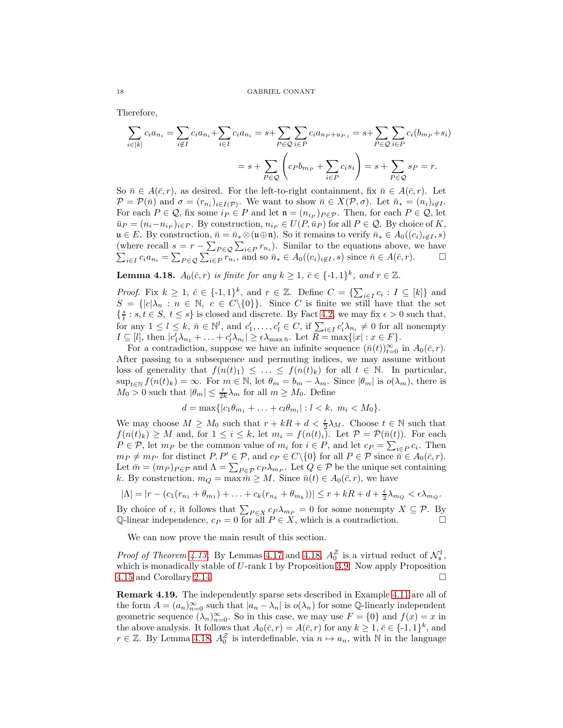Therefore,

$$\sum_{i\in[k]} c_i a_{n_i} = \sum_{i\notin I} c_i a_{n_i} + \sum_{i\in I} c_i a_{n_i} = s + \sum_{P\in\mathcal{Q}}\sum_{i\in P} c_i a_{n_P + u_{P,i}} = s + \sum_{P\in\mathcal{Q}}\sum_{i\in P} c_i(b_{m_P} + s_i)$$

$$= s + \sum_{P\in\mathcal{Q}}\left(c_P b_{m_P} + \sum_{i\in P} c_i s_i\right) = s + \sum_{P\in\mathcal{Q}} s_P = r.$$

So $\bar{n} \in A(\bar{c}, r)$, as desired. For the left-to-right containment, fix $\bar{n} \in A(\bar{c}, r)$. Let $\mathcal{P} = \mathcal{P}(\bar{n})$ and $\sigma = (r_{n_i})_{i\in I(\mathcal{P})}$. We want to show $\bar{n} \in X(\mathcal{P}, \sigma)$. Let $\bar{n}_* = (n_i)_{i\notin I}$. For each $P \in \mathcal{Q}$, fix some $i_P \in P$ and let $\mathfrak{n} = (n_{i_P})_{P\in\mathcal{P}}$. Then, for each $P \in \mathcal{Q}$, let $\bar{u}_P = (n_i - n_{i_P})_{i\in P}$. By construction, $n_{i_P} \in U(P, \bar{u}_P)$ for all $P \in \mathcal{Q}$. By choice of $K$, $\mathfrak{u} \in E$. By construction, $\bar{n} = \bar{n}_* \otimes (\mathfrak{u} \oplus \mathfrak{n})$. So it remains to verify $\bar{n}_* \in A_0((c_i)_{i\notin I}, s)$ (where recall $s = r - \sum_{P\in\mathcal{Q}}\sum_{i\in P} r_{n_i}$). Similar to the equations above, we have $\sum_{i\in I} c_i a_{n_i} = \sum_{P\in\mathcal{Q}}\sum_{i\in P} r_{n_i}$, and so $\bar{n}_* \in A_0((c_i)_{i\notin I}, s)$ since $\bar{n} \in A(\bar{c}, r)$. □

**Lemma 4.18.** *$A_0(\bar{c}, r)$ is finite for any $k \geq 1$, $\bar{c} \in \{\text{-}1, 1\}^k$, and $r \in \mathbb{Z}$.*

*Proof.* Fix $k \geq 1$, $\bar{c} \in \{\text{-}1, 1\}^k$, and $r \in \mathbb{Z}$. Define $C = \{\sum_{i\in I} c_i : I \subseteq [k]\}$ and $S = \{|c|\lambda_n : n \in \mathbb{N},\ c \in C\backslash\{0\}\}$. Since $C$ is finite we still have that the set $\{\frac{s}{t} : s, t \in S,\ t \leq s\}$ is closed and discrete. By Fact 4.2, we may fix $\epsilon > 0$ such that, for any $1 \leq l \leq k$, $\bar{n} \in \mathbb{N}^l$, and $c'_1, \ldots, c'_l \in C$, if $\sum_{i\in I} c'_i \lambda_{n_i} \neq 0$ for all nonempty $I \subseteq [l]$, then $|c'_1\lambda_{n_1} + \ldots + c'_l\lambda_{n_l}| \geq \epsilon\lambda_{\max\bar{n}}$. Let $R = \max\{|x| : x \in F\}$.

For a contradiction, suppose we have an infinite sequence $(\bar{n}(t))_{t=0}^\infty$ in $A_0(\bar{c}, r)$. After passing to a subsequence and permuting indices, we may assume without loss of generality that $f(n(t)_1) \leq \ldots \leq f(n(t)_k)$ for all $t \in \mathbb{N}$. In particular, $\sup_{t\in\mathbb{N}} f(n(t)_k) = \infty$. For $m \in \mathbb{N}$, let $\theta_m = b_m - \lambda_m$. Since $|\theta_m|$ is $o(\lambda_m)$, there is $M_0 > 0$ such that $|\theta_m| \leq \frac{\epsilon}{2k}\lambda_m$ for all $m \geq M_0$. Define

$$d = \max\{|c_1\theta_{m_1} + \ldots + c_l\theta_{m_l}| : l < k,\ m_i < M_0\}.$$

We may choose $M \geq M_0$ such that $r + kR + d < \frac{\epsilon}{2}\lambda_M$. Choose $t \in \mathbb{N}$ such that $f(n(t)_k) \geq M$ and, for $1 \leq i \leq k$, let $m_i = f(n(t)_i)$. Let $\mathcal{P} = \mathcal{P}(\bar{n}(t))$. For each $P \in \mathcal{P}$, let $m_P$ be the common value of $m_i$ for $i \in P$, and let $c_P = \sum_{i\in P} c_i$. Then $m_P \neq m_{P'}$ for distinct $P, P' \in \mathcal{P}$, and $c_P \in C\backslash\{0\}$ for all $P \in \mathcal{P}$ since $\bar{n} \in A_0(\bar{c}, r)$. Let $\bar{m} = (m_P)_{P\in\mathcal{P}}$ and $\Lambda = \sum_{P\in\mathcal{P}} c_P\lambda_{m_P}$. Let $Q \in \mathcal{P}$ be the unique set containing $k$. By construction, $m_Q = \max\bar{m} \geq M$. Since $\bar{n}(t) \in A_0(\bar{c}, r)$, we have

$$|\Lambda| = |r - (c_1(r_{n_1} + \theta_{m_1}) + \ldots + c_k(r_{n_k} + \theta_{m_k}))| \leq r + kR + d + \tfrac{\epsilon}{2}\lambda_{m_Q} < \epsilon\lambda_{m_Q}.$$

By choice of $\epsilon$, it follows that $\sum_{P\in X} c_P\lambda_{m_P} = 0$ for some nonempty $X \subseteq \mathcal{P}$. By $\mathbb{Q}$-linear independence, $c_P = 0$ for all $P \in X$, which is a contradiction. □

We can now prove the main result of this section.

*Proof of Theorem 4.13.* By Lemmas 4.17 and 4.18, $A_0^{\mathcal{Z}}$ is a virtual reduct of $\mathcal{N}_{\mathfrak{s}}^1$, which is monadically stable of $U$-rank 1 by Proposition 3.9. Now apply Proposition 4.15 and Corollary 2.14. □

**Remark 4.19.** The independently sparse sets described in Example 4.11 are all of the form $A = (a_n)_{n=0}^\infty$ such that $|a_n - \lambda_n|$ is $o(\lambda_n)$ for some $\mathbb{Q}$-linearly independent geometric sequence $(\lambda_n)_{n=0}^\infty$. So in this case, we may use $F = \{0\}$ and $f(x) = x$ in the above analysis. It follows that $A_0(\bar{c}, r) = A(\bar{c}, r)$ for any $k \geq 1$, $\bar{c} \in \{\text{-}1, 1\}^k$, and $r \in \mathbb{Z}$. By Lemma 4.18, $A_0^{\mathcal{Z}}$ is interdefinable, via $n \mapsto a_n$, with $\mathbb{N}$ in the language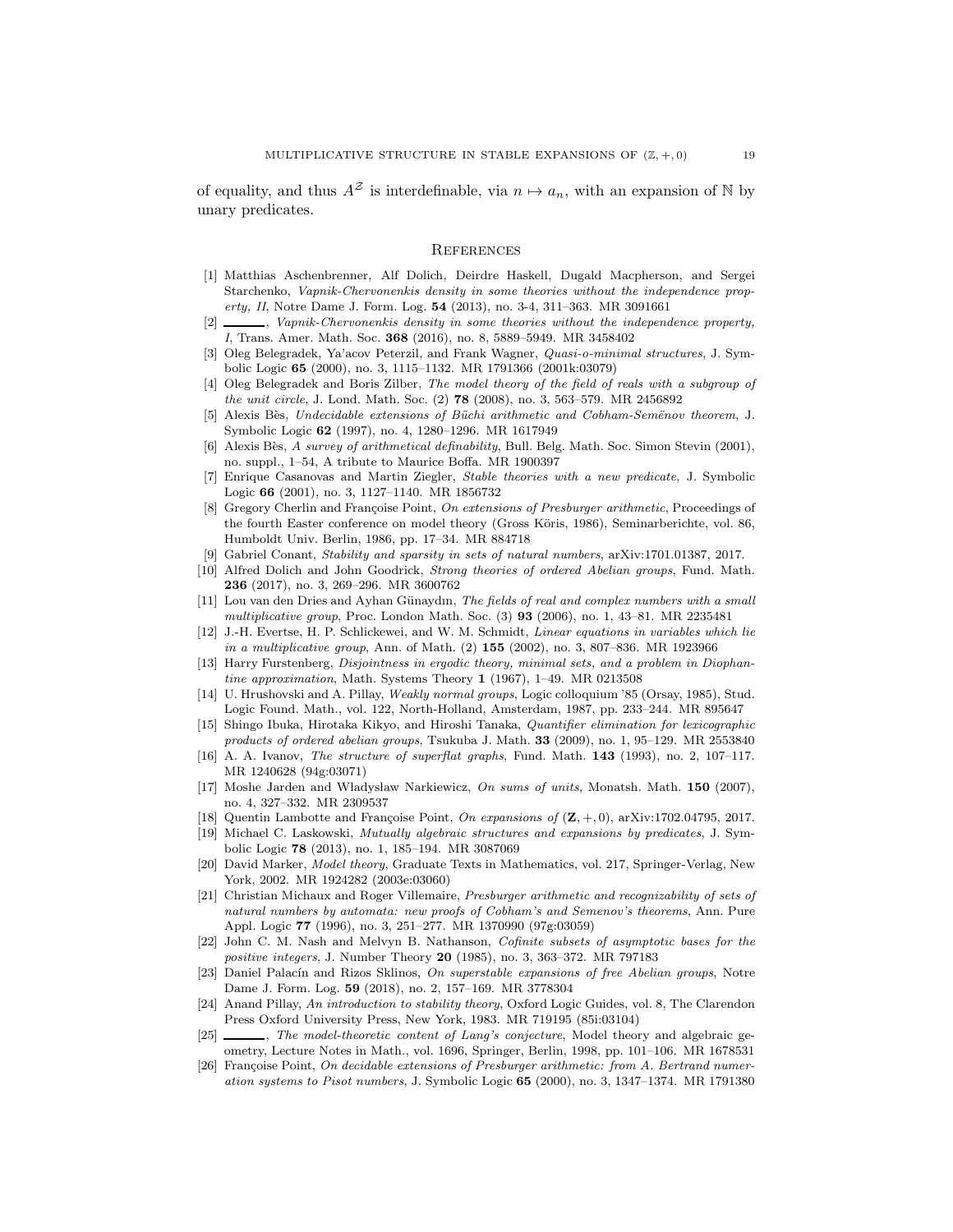of equality, and thus $A^{\mathcal{Z}}$ is interdefinable, via $n \mapsto a_n$, with an expansion of $\mathbb{N}$ by unary predicates.

## References

[1] Matthias Aschenbrenner, Alf Dolich, Deirdre Haskell, Dugald Macpherson, and Sergei Starchenko, *Vapnik-Chervonenkis density in some theories without the independence property, II*, Notre Dame J. Form. Log. **54** (2013), no. 3-4, 311–363. MR 3091661

[2] ———, *Vapnik-Chervonenkis density in some theories without the independence property, I*, Trans. Amer. Math. Soc. **368** (2016), no. 8, 5889–5949. MR 3458402

[3] Oleg Belegradek, Ya'acov Peterzil, and Frank Wagner, *Quasi-o-minimal structures*, J. Symbolic Logic **65** (2000), no. 3, 1115–1132. MR 1791366 (2001k:03079)

[4] Oleg Belegradek and Boris Zilber, *The model theory of the field of reals with a subgroup of the unit circle*, J. Lond. Math. Soc. (2) **78** (2008), no. 3, 563–579. MR 2456892

[5] Alexis Bès, *Undecidable extensions of Büchi arithmetic and Cobham-Semënov theorem*, J. Symbolic Logic **62** (1997), no. 4, 1280–1296. MR 1617949

[6] Alexis Bès, *A survey of arithmetical definability*, Bull. Belg. Math. Soc. Simon Stevin (2001), no. suppl., 1–54, A tribute to Maurice Boffa. MR 1900397

[7] Enrique Casanovas and Martin Ziegler, *Stable theories with a new predicate*, J. Symbolic Logic **66** (2001), no. 3, 1127–1140. MR 1856732

[8] Gregory Cherlin and Françoise Point, *On extensions of Presburger arithmetic*, Proceedings of the fourth Easter conference on model theory (Gross Köris, 1986), Seminarberichte, vol. 86, Humboldt Univ. Berlin, 1986, pp. 17–34. MR 884718

[9] Gabriel Conant, *Stability and sparsity in sets of natural numbers*, arXiv:1701.01387, 2017.

[10] Alfred Dolich and John Goodrick, *Strong theories of ordered Abelian groups*, Fund. Math. **236** (2017), no. 3, 269–296. MR 3600762

[11] Lou van den Dries and Ayhan Günaydın, *The fields of real and complex numbers with a small multiplicative group*, Proc. London Math. Soc. (3) **93** (2006), no. 1, 43–81. MR 2235481

[12] J.-H. Evertse, H. P. Schlickewei, and W. M. Schmidt, *Linear equations in variables which lie in a multiplicative group*, Ann. of Math. (2) **155** (2002), no. 3, 807–836. MR 1923966

[13] Harry Furstenberg, *Disjointness in ergodic theory, minimal sets, and a problem in Diophantine approximation*, Math. Systems Theory **1** (1967), 1–49. MR 0213508

[14] U. Hrushovski and A. Pillay, *Weakly normal groups*, Logic colloquium '85 (Orsay, 1985), Stud. Logic Found. Math., vol. 122, North-Holland, Amsterdam, 1987, pp. 233–244. MR 895647

[15] Shingo Ibuka, Hirotaka Kikyo, and Hiroshi Tanaka, *Quantifier elimination for lexicographic products of ordered abelian groups*, Tsukuba J. Math. **33** (2009), no. 1, 95–129. MR 2553840

[16] A. A. Ivanov, *The structure of superflat graphs*, Fund. Math. **143** (1993), no. 2, 107–117. MR 1240628 (94g:03071)

[17] Moshe Jarden and Władysław Narkiewicz, *On sums of units*, Monatsh. Math. **150** (2007), no. 4, 327–332. MR 2309537

[18] Quentin Lambotte and Françoise Point, *On expansions of* $(\mathbf{Z}, +, 0)$, arXiv:1702.04795, 2017.

[19] Michael C. Laskowski, *Mutually algebraic structures and expansions by predicates*, J. Symbolic Logic **78** (2013), no. 1, 185–194. MR 3087069

[20] David Marker, *Model theory*, Graduate Texts in Mathematics, vol. 217, Springer-Verlag, New York, 2002. MR 1924282 (2003e:03060)

[21] Christian Michaux and Roger Villemaire, *Presburger arithmetic and recognizability of sets of natural numbers by automata: new proofs of Cobham's and Semenov's theorems*, Ann. Pure Appl. Logic **77** (1996), no. 3, 251–277. MR 1370990 (97g:03059)

[22] John C. M. Nash and Melvyn B. Nathanson, *Cofinite subsets of asymptotic bases for the positive integers*, J. Number Theory **20** (1985), no. 3, 363–372. MR 797183

[23] Daniel Palacín and Rizos Sklinos, *On superstable expansions of free Abelian groups*, Notre Dame J. Form. Log. **59** (2018), no. 2, 157–169. MR 3778304

[24] Anand Pillay, *An introduction to stability theory*, Oxford Logic Guides, vol. 8, The Clarendon Press Oxford University Press, New York, 1983. MR 719195 (85i:03104)

[25] ———, *The model-theoretic content of Lang's conjecture*, Model theory and algebraic geometry, Lecture Notes in Math., vol. 1696, Springer, Berlin, 1998, pp. 101–106. MR 1678531

[26] Françoise Point, *On decidable extensions of Presburger arithmetic: from A. Bertrand numeration systems to Pisot numbers*, J. Symbolic Logic **65** (2000), no. 3, 1347–1374. MR 1791380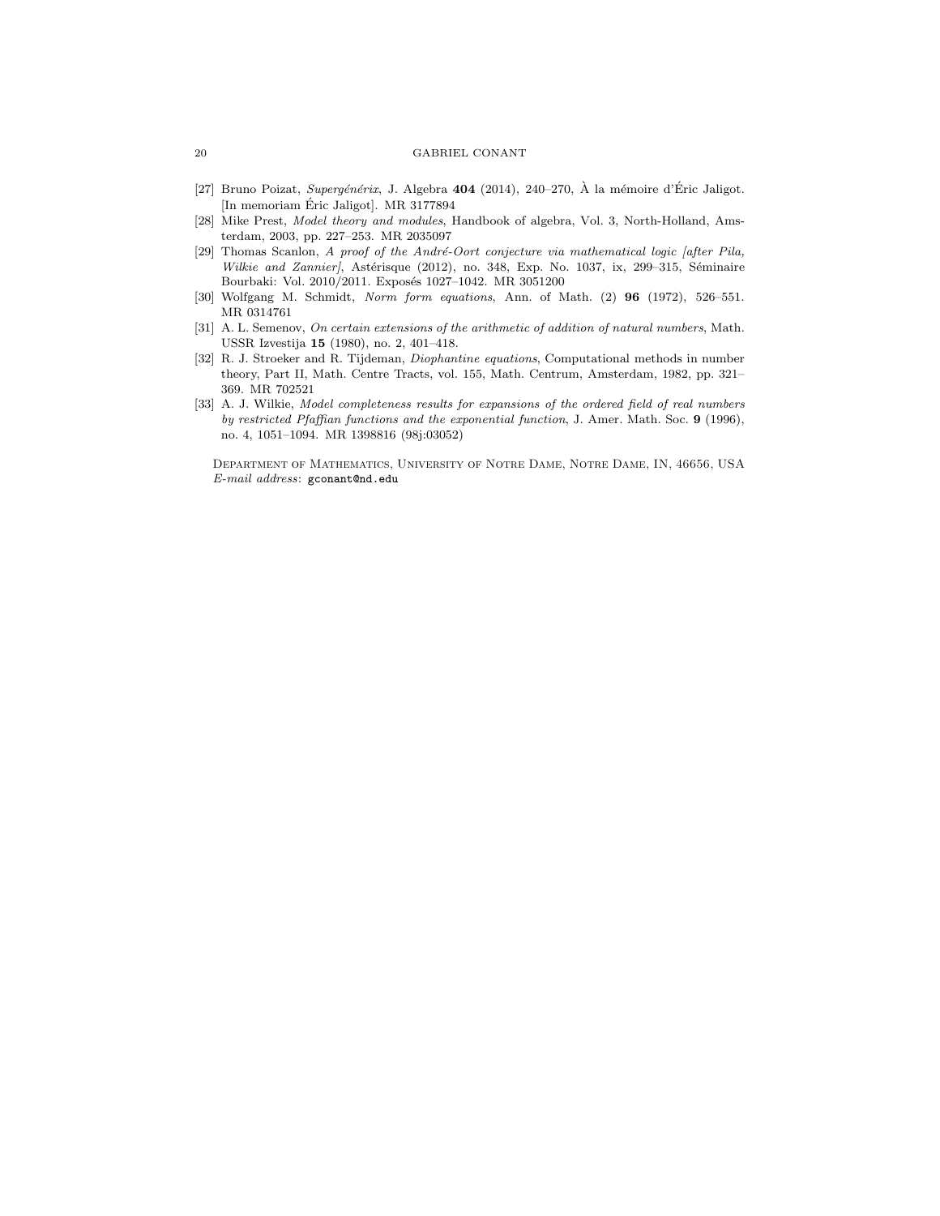[27] Bruno Poizat, *Supergénérix*, J. Algebra **404** (2014), 240–270, À la mémoire d'Éric Jaligot. [In memoriam Éric Jaligot]. MR 3177894

[28] Mike Prest, *Model theory and modules*, Handbook of algebra, Vol. 3, North-Holland, Amsterdam, 2003, pp. 227–253. MR 2035097

[29] Thomas Scanlon, *A proof of the André-Oort conjecture via mathematical logic [after Pila, Wilkie and Zannier]*, Astérisque (2012), no. 348, Exp. No. 1037, ix, 299–315, Séminaire Bourbaki: Vol. 2010/2011. Exposés 1027–1042. MR 3051200

[30] Wolfgang M. Schmidt, *Norm form equations*, Ann. of Math. (2) **96** (1972), 526–551. MR 0314761

[31] A. L. Semenov, *On certain extensions of the arithmetic of addition of natural numbers*, Math. USSR Izvestija **15** (1980), no. 2, 401–418.

[32] R. J. Stroeker and R. Tijdeman, *Diophantine equations*, Computational methods in number theory, Part II, Math. Centre Tracts, vol. 155, Math. Centrum, Amsterdam, 1982, pp. 321–369. MR 702521

[33] A. J. Wilkie, *Model completeness results for expansions of the ordered field of real numbers by restricted Pfaffian functions and the exponential function*, J. Amer. Math. Soc. **9** (1996), no. 4, 1051–1094. MR 1398816 (98j:03052)

Department of Mathematics, University of Notre Dame, Notre Dame, IN, 46656, USA
*E-mail address*: `gconant@nd.edu`